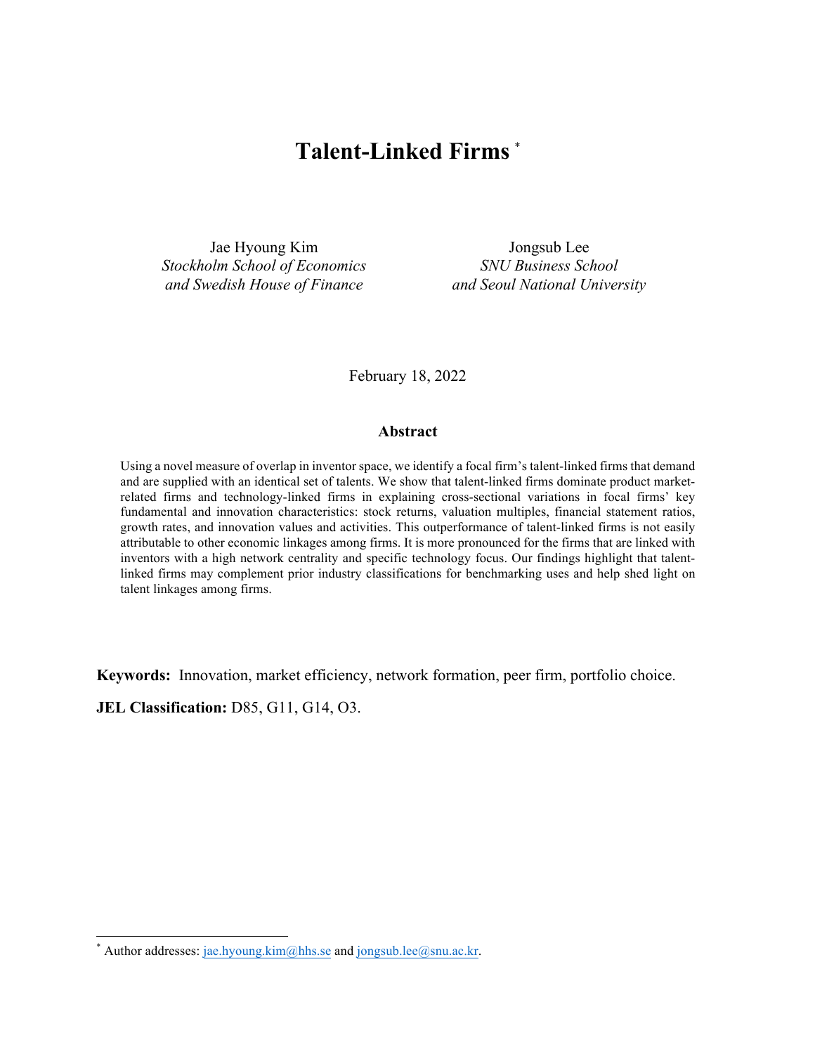# Talent-Linked Firms [*]

Jae Hyoung Kim
*Stockholm School of Economics and Swedish House of Finance*

Jongsub Lee
*SNU Business School and Seoul National University*

February 18, 2022

## Abstract

Using a novel measure of overlap in inventor space, we identify a focal firm's talent-linked firms that demand and are supplied with an identical set of talents. We show that talent-linked firms dominate product market-related firms and technology-linked firms in explaining cross-sectional variations in focal firms' key fundamental and innovation characteristics: stock returns, valuation multiples, financial statement ratios, growth rates, and innovation values and activities. This outperformance of talent-linked firms is not easily attributable to other economic linkages among firms. It is more pronounced for the firms that are linked with inventors with a high network centrality and specific technology focus. Our findings highlight that talent-linked firms may complement prior industry classifications for benchmarking uses and help shed light on talent linkages among firms.

**Keywords:** Innovation, market efficiency, network formation, peer firm, portfolio choice.

**JEL Classification:** D85, G11, G14, O3.

[*] Author addresses: jae.hyoung.kim@hhs.se and jongsub.lee@snu.ac.kr.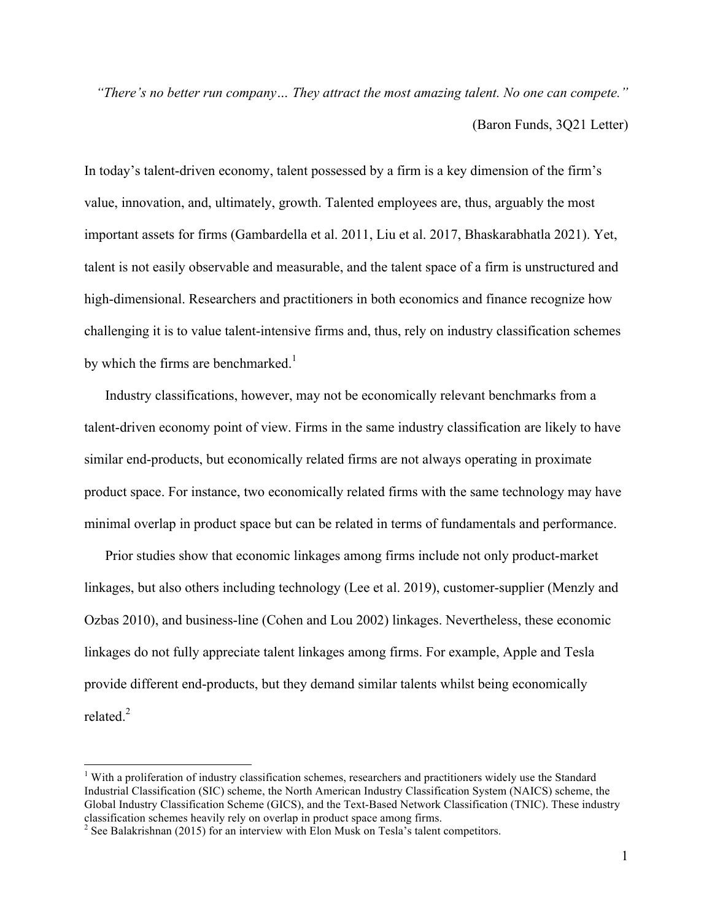*"There's no better run company… They attract the most amazing talent. No one can compete."*

(Baron Funds, 3Q21 Letter)

In today's talent-driven economy, talent possessed by a firm is a key dimension of the firm's value, innovation, and, ultimately, growth. Talented employees are, thus, arguably the most important assets for firms (Gambardella et al. 2011, Liu et al. 2017, Bhaskarabhatla 2021). Yet, talent is not easily observable and measurable, and the talent space of a firm is unstructured and high-dimensional. Researchers and practitioners in both economics and finance recognize how challenging it is to value talent-intensive firms and, thus, rely on industry classification schemes by which the firms are benchmarked.[1]

Industry classifications, however, may not be economically relevant benchmarks from a talent-driven economy point of view. Firms in the same industry classification are likely to have similar end-products, but economically related firms are not always operating in proximate product space. For instance, two economically related firms with the same technology may have minimal overlap in product space but can be related in terms of fundamentals and performance.

Prior studies show that economic linkages among firms include not only product-market linkages, but also others including technology (Lee et al. 2019), customer-supplier (Menzly and Ozbas 2010), and business-line (Cohen and Lou 2002) linkages. Nevertheless, these economic linkages do not fully appreciate talent linkages among firms. For example, Apple and Tesla provide different end-products, but they demand similar talents whilst being economically related.[2]

[1] With a proliferation of industry classification schemes, researchers and practitioners widely use the Standard Industrial Classification (SIC) scheme, the North American Industry Classification System (NAICS) scheme, the Global Industry Classification Scheme (GICS), and the Text-Based Network Classification (TNIC). These industry classification schemes heavily rely on overlap in product space among firms.

[2] See Balakrishnan (2015) for an interview with Elon Musk on Tesla's talent competitors.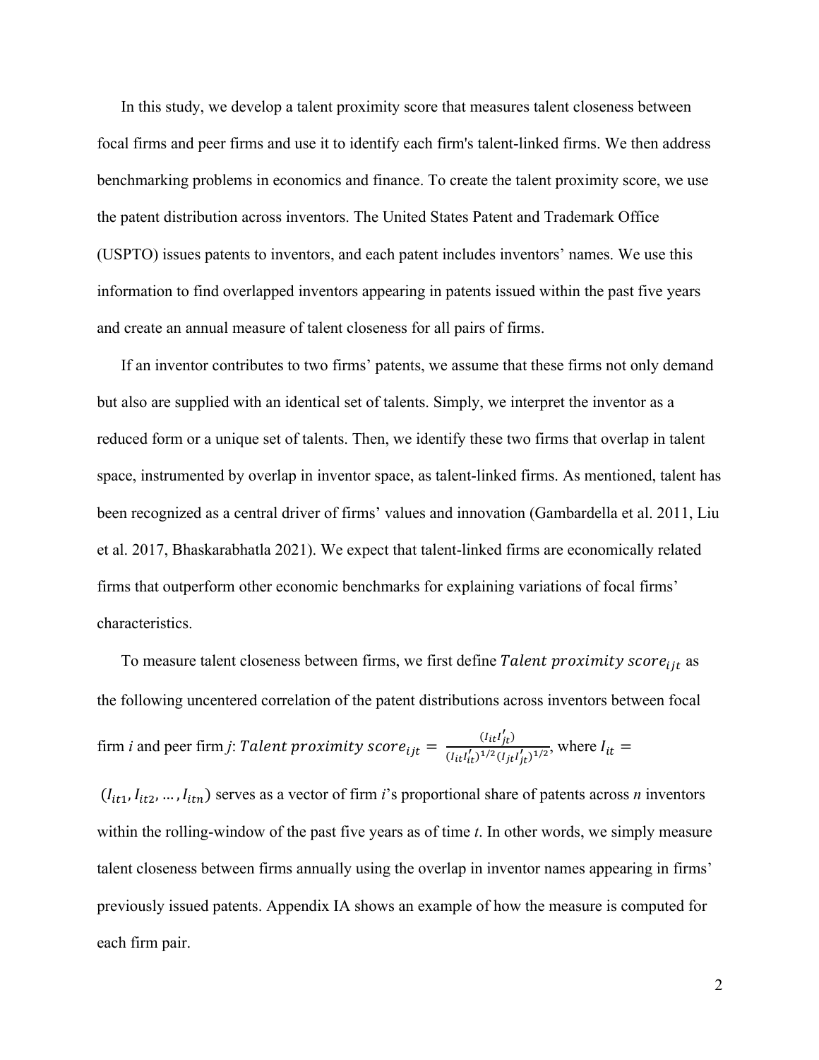In this study, we develop a talent proximity score that measures talent closeness between focal firms and peer firms and use it to identify each firm's talent-linked firms. We then address benchmarking problems in economics and finance. To create the talent proximity score, we use the patent distribution across inventors. The United States Patent and Trademark Office (USPTO) issues patents to inventors, and each patent includes inventors' names. We use this information to find overlapped inventors appearing in patents issued within the past five years and create an annual measure of talent closeness for all pairs of firms.

If an inventor contributes to two firms' patents, we assume that these firms not only demand but also are supplied with an identical set of talents. Simply, we interpret the inventor as a reduced form or a unique set of talents. Then, we identify these two firms that overlap in talent space, instrumented by overlap in inventor space, as talent-linked firms. As mentioned, talent has been recognized as a central driver of firms' values and innovation (Gambardella et al. 2011, Liu et al. 2017, Bhaskarabhatla 2021). We expect that talent-linked firms are economically related firms that outperform other economic benchmarks for explaining variations of focal firms' characteristics.

To measure talent closeness between firms, we first define $Talent\ proximity\ score_{ijt}$ as the following uncentered correlation of the patent distributions across inventors between focal firm *i* and peer firm *j*: $Talent\ proximity\ score_{ijt} = \frac{(I_{it}I'_{jt})}{(I_{it}I'_{it})^{1/2}(I_{jt}I'_{jt})^{1/2}}$, where $I_{it} = (I_{it1}, I_{it2}, \ldots, I_{itn})$ serves as a vector of firm *i*'s proportional share of patents across *n* inventors within the rolling-window of the past five years as of time *t*. In other words, we simply measure talent closeness between firms annually using the overlap in inventor names appearing in firms' previously issued patents. Appendix IA shows an example of how the measure is computed for each firm pair.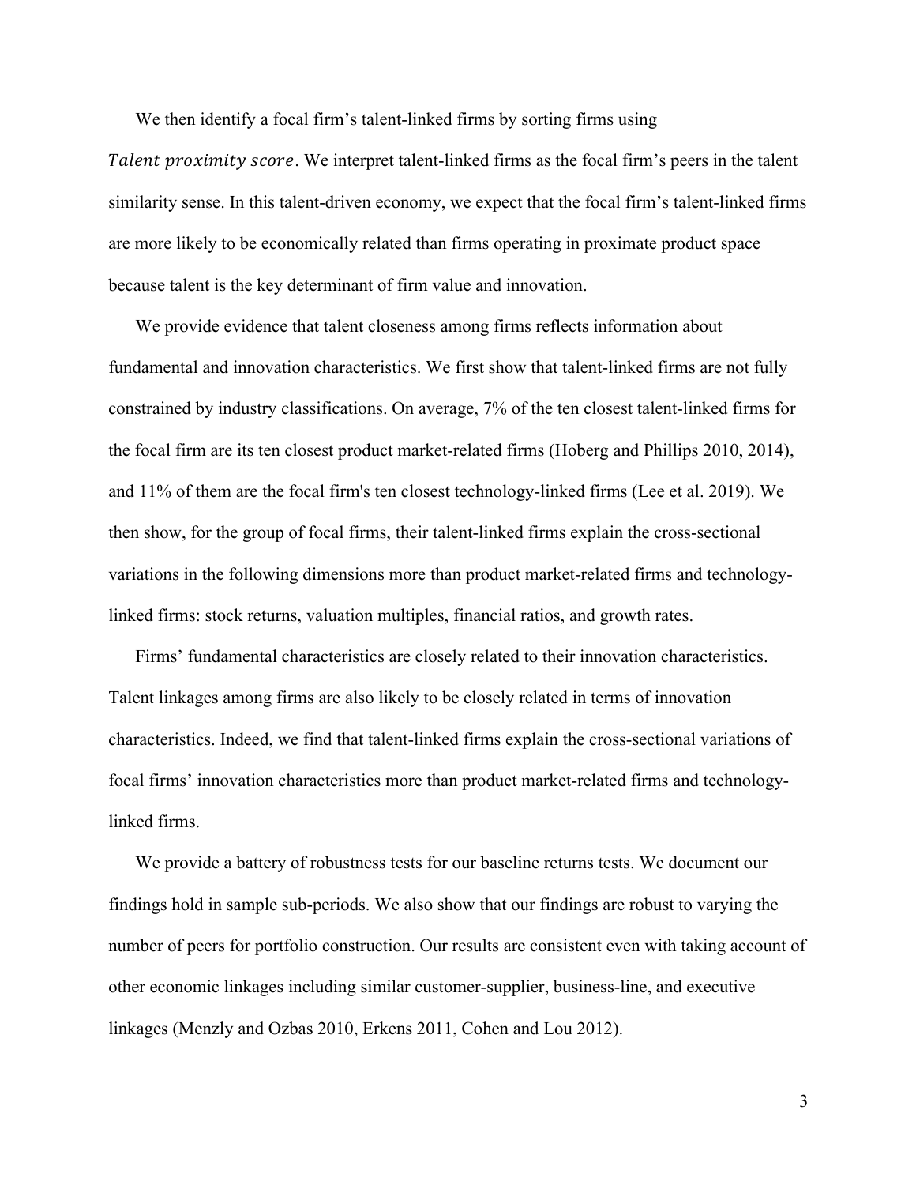We then identify a focal firm's talent-linked firms by sorting firms using $Talent\ proximity\ score$. We interpret talent-linked firms as the focal firm's peers in the talent similarity sense. In this talent-driven economy, we expect that the focal firm's talent-linked firms are more likely to be economically related than firms operating in proximate product space because talent is the key determinant of firm value and innovation.

We provide evidence that talent closeness among firms reflects information about fundamental and innovation characteristics. We first show that talent-linked firms are not fully constrained by industry classifications. On average, 7% of the ten closest talent-linked firms for the focal firm are its ten closest product market-related firms (Hoberg and Phillips 2010, 2014), and 11% of them are the focal firm's ten closest technology-linked firms (Lee et al. 2019). We then show, for the group of focal firms, their talent-linked firms explain the cross-sectional variations in the following dimensions more than product market-related firms and technology-linked firms: stock returns, valuation multiples, financial ratios, and growth rates.

Firms' fundamental characteristics are closely related to their innovation characteristics. Talent linkages among firms are also likely to be closely related in terms of innovation characteristics. Indeed, we find that talent-linked firms explain the cross-sectional variations of focal firms' innovation characteristics more than product market-related firms and technology-linked firms.

We provide a battery of robustness tests for our baseline returns tests. We document our findings hold in sample sub-periods. We also show that our findings are robust to varying the number of peers for portfolio construction. Our results are consistent even with taking account of other economic linkages including similar customer-supplier, business-line, and executive linkages (Menzly and Ozbas 2010, Erkens 2011, Cohen and Lou 2012).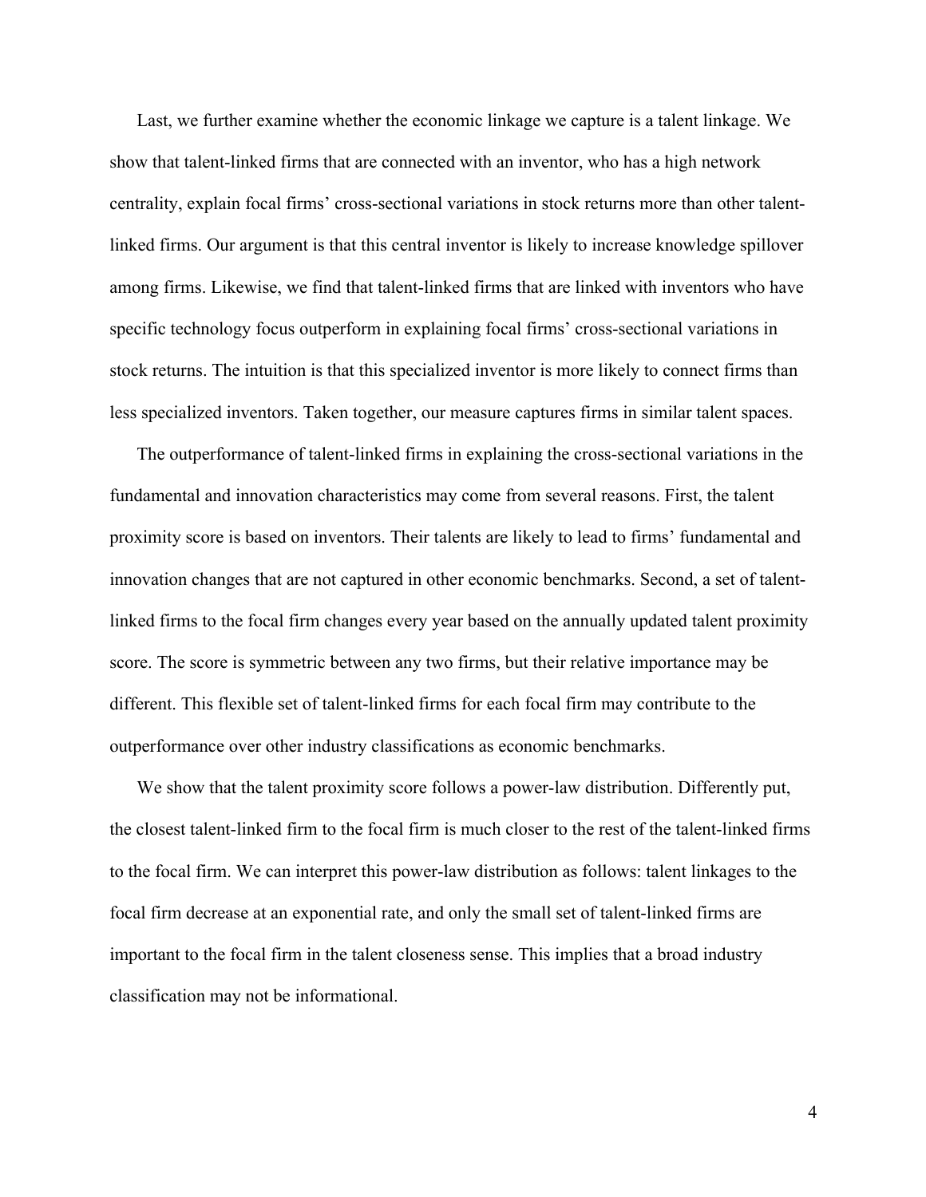Last, we further examine whether the economic linkage we capture is a talent linkage. We show that talent-linked firms that are connected with an inventor, who has a high network centrality, explain focal firms' cross-sectional variations in stock returns more than other talent-linked firms. Our argument is that this central inventor is likely to increase knowledge spillover among firms. Likewise, we find that talent-linked firms that are linked with inventors who have specific technology focus outperform in explaining focal firms' cross-sectional variations in stock returns. The intuition is that this specialized inventor is more likely to connect firms than less specialized inventors. Taken together, our measure captures firms in similar talent spaces.

The outperformance of talent-linked firms in explaining the cross-sectional variations in the fundamental and innovation characteristics may come from several reasons. First, the talent proximity score is based on inventors. Their talents are likely to lead to firms' fundamental and innovation changes that are not captured in other economic benchmarks. Second, a set of talent-linked firms to the focal firm changes every year based on the annually updated talent proximity score. The score is symmetric between any two firms, but their relative importance may be different. This flexible set of talent-linked firms for each focal firm may contribute to the outperformance over other industry classifications as economic benchmarks.

We show that the talent proximity score follows a power-law distribution. Differently put, the closest talent-linked firm to the focal firm is much closer to the rest of the talent-linked firms to the focal firm. We can interpret this power-law distribution as follows: talent linkages to the focal firm decrease at an exponential rate, and only the small set of talent-linked firms are important to the focal firm in the talent closeness sense. This implies that a broad industry classification may not be informational.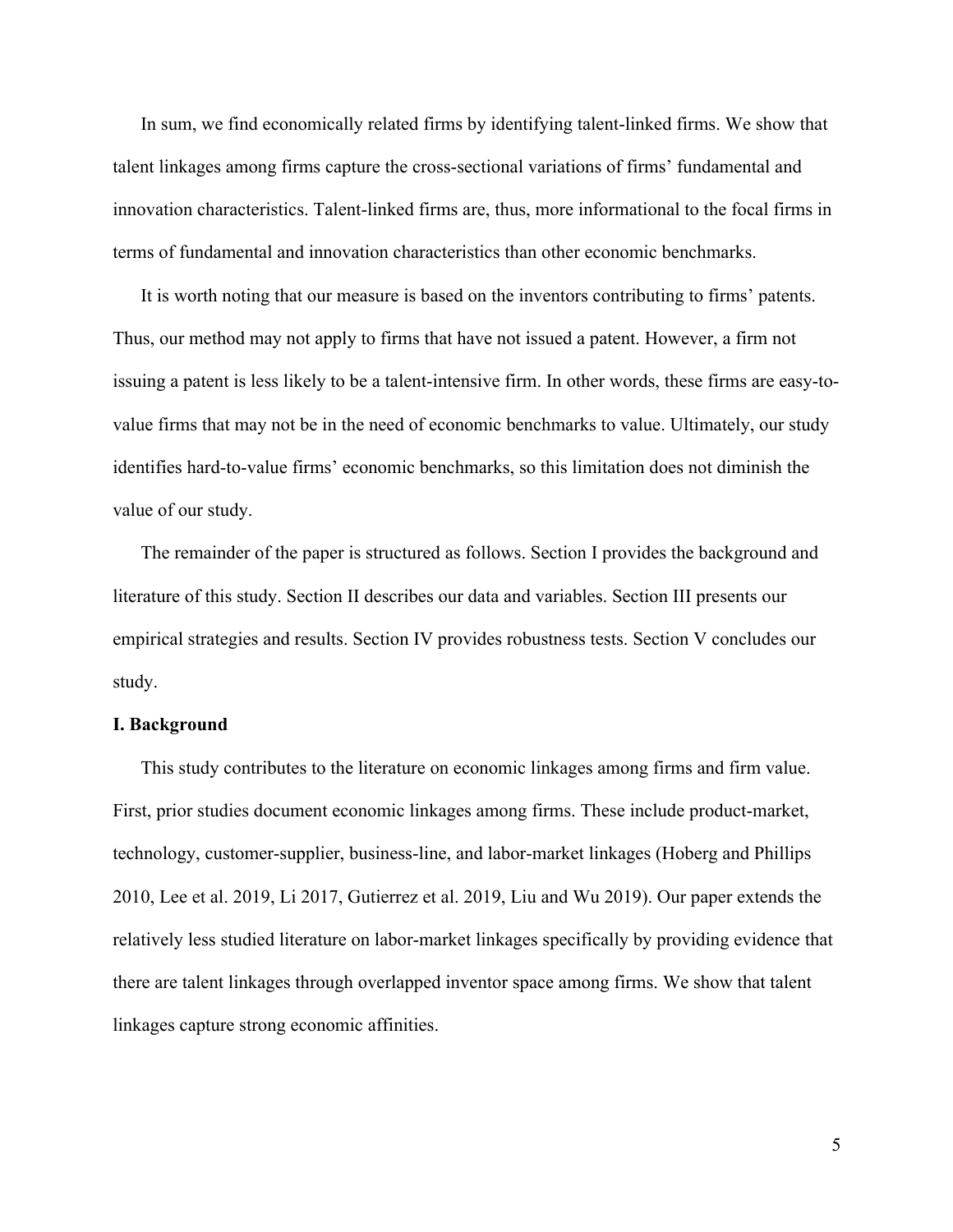In sum, we find economically related firms by identifying talent-linked firms. We show that talent linkages among firms capture the cross-sectional variations of firms' fundamental and innovation characteristics. Talent-linked firms are, thus, more informational to the focal firms in terms of fundamental and innovation characteristics than other economic benchmarks.

It is worth noting that our measure is based on the inventors contributing to firms' patents. Thus, our method may not apply to firms that have not issued a patent. However, a firm not issuing a patent is less likely to be a talent-intensive firm. In other words, these firms are easy-to-value firms that may not be in the need of economic benchmarks to value. Ultimately, our study identifies hard-to-value firms' economic benchmarks, so this limitation does not diminish the value of our study.

The remainder of the paper is structured as follows. Section I provides the background and literature of this study. Section II describes our data and variables. Section III presents our empirical strategies and results. Section IV provides robustness tests. Section V concludes our study.

## I. Background

This study contributes to the literature on economic linkages among firms and firm value. First, prior studies document economic linkages among firms. These include product-market, technology, customer-supplier, business-line, and labor-market linkages (Hoberg and Phillips 2010, Lee et al. 2019, Li 2017, Gutierrez et al. 2019, Liu and Wu 2019). Our paper extends the relatively less studied literature on labor-market linkages specifically by providing evidence that there are talent linkages through overlapped inventor space among firms. We show that talent linkages capture strong economic affinities.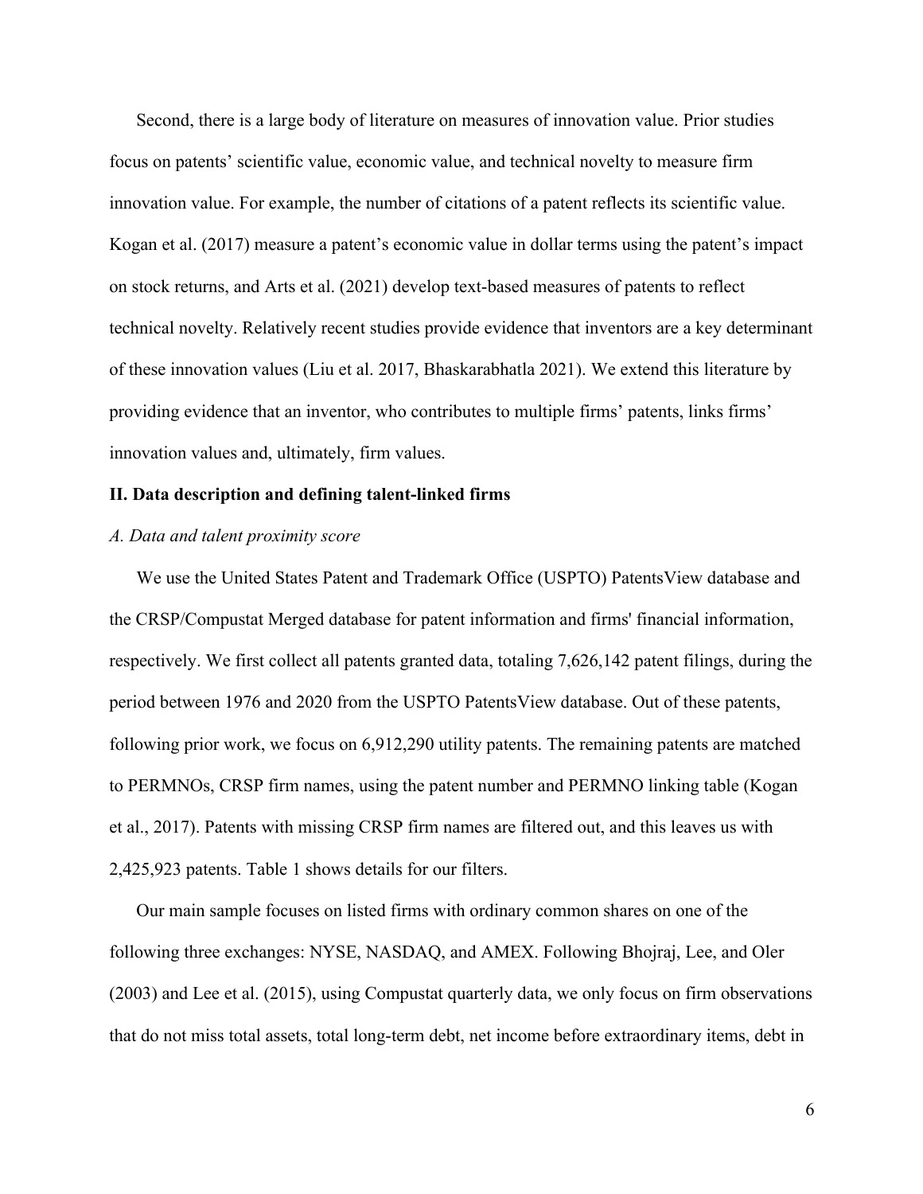Second, there is a large body of literature on measures of innovation value. Prior studies focus on patents' scientific value, economic value, and technical novelty to measure firm innovation value. For example, the number of citations of a patent reflects its scientific value. Kogan et al. (2017) measure a patent's economic value in dollar terms using the patent's impact on stock returns, and Arts et al. (2021) develop text-based measures of patents to reflect technical novelty. Relatively recent studies provide evidence that inventors are a key determinant of these innovation values (Liu et al. 2017, Bhaskarabhatla 2021). We extend this literature by providing evidence that an inventor, who contributes to multiple firms' patents, links firms' innovation values and, ultimately, firm values.

## II. Data description and defining talent-linked firms

### *A. Data and talent proximity score*

We use the United States Patent and Trademark Office (USPTO) PatentsView database and the CRSP/Compustat Merged database for patent information and firms' financial information, respectively. We first collect all patents granted data, totaling 7,626,142 patent filings, during the period between 1976 and 2020 from the USPTO PatentsView database. Out of these patents, following prior work, we focus on 6,912,290 utility patents. The remaining patents are matched to PERMNOs, CRSP firm names, using the patent number and PERMNO linking table (Kogan et al., 2017). Patents with missing CRSP firm names are filtered out, and this leaves us with 2,425,923 patents. Table 1 shows details for our filters.

Our main sample focuses on listed firms with ordinary common shares on one of the following three exchanges: NYSE, NASDAQ, and AMEX. Following Bhojraj, Lee, and Oler (2003) and Lee et al. (2015), using Compustat quarterly data, we only focus on firm observations that do not miss total assets, total long-term debt, net income before extraordinary items, debt in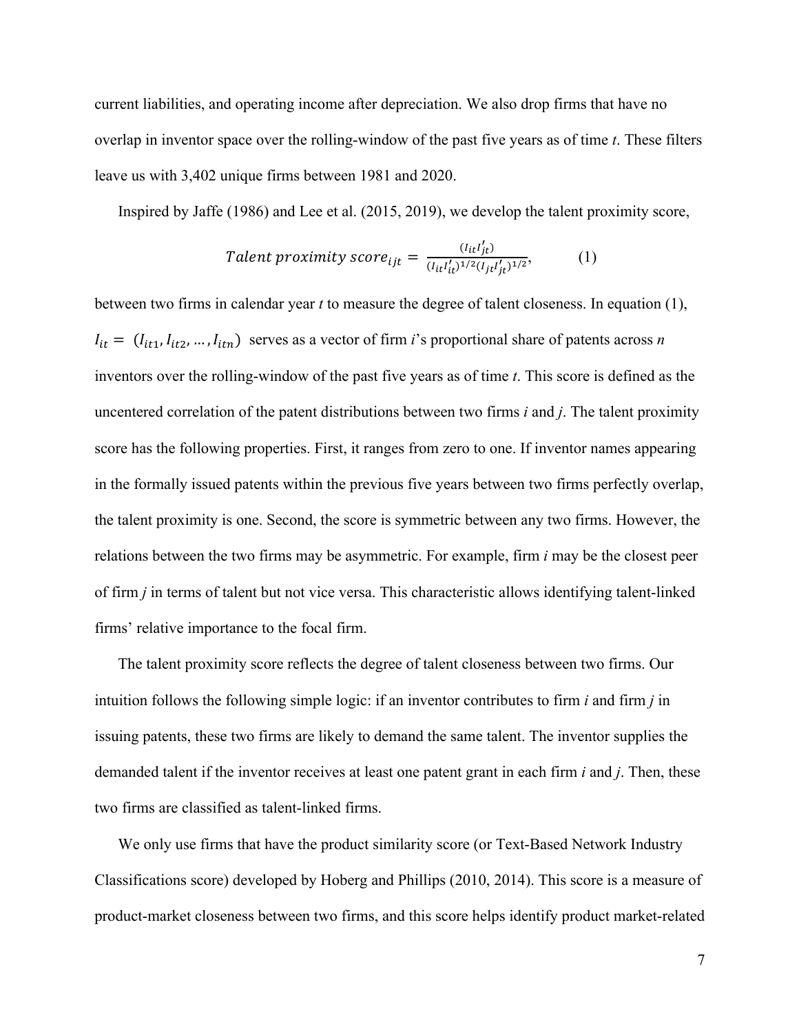current liabilities, and operating income after depreciation. We also drop firms that have no overlap in inventor space over the rolling-window of the past five years as of time *t*. These filters leave us with 3,402 unique firms between 1981 and 2020.

Inspired by Jaffe (1986) and Lee et al. (2015, 2019), we develop the talent proximity score,

$$Talent\ proximity\ score_{ijt} = \frac{(I_{it}I'_{jt})}{(I_{it}I'_{it})^{1/2}(I_{jt}I'_{jt})^{1/2}}, \qquad (1)$$

between two firms in calendar year *t* to measure the degree of talent closeness. In equation (1), $I_{it} = (I_{it1}, I_{it2}, \ldots, I_{itn})$ serves as a vector of firm *i*'s proportional share of patents across *n* inventors over the rolling-window of the past five years as of time *t*. This score is defined as the uncentered correlation of the patent distributions between two firms *i* and *j*. The talent proximity score has the following properties. First, it ranges from zero to one. If inventor names appearing in the formally issued patents within the previous five years between two firms perfectly overlap, the talent proximity is one. Second, the score is symmetric between any two firms. However, the relations between the two firms may be asymmetric. For example, firm *i* may be the closest peer of firm *j* in terms of talent but not vice versa. This characteristic allows identifying talent-linked firms' relative importance to the focal firm.

The talent proximity score reflects the degree of talent closeness between two firms. Our intuition follows the following simple logic: if an inventor contributes to firm *i* and firm *j* in issuing patents, these two firms are likely to demand the same talent. The inventor supplies the demanded talent if the inventor receives at least one patent grant in each firm *i* and *j*. Then, these two firms are classified as talent-linked firms.

We only use firms that have the product similarity score (or Text-Based Network Industry Classifications score) developed by Hoberg and Phillips (2010, 2014). This score is a measure of product-market closeness between two firms, and this score helps identify product market-related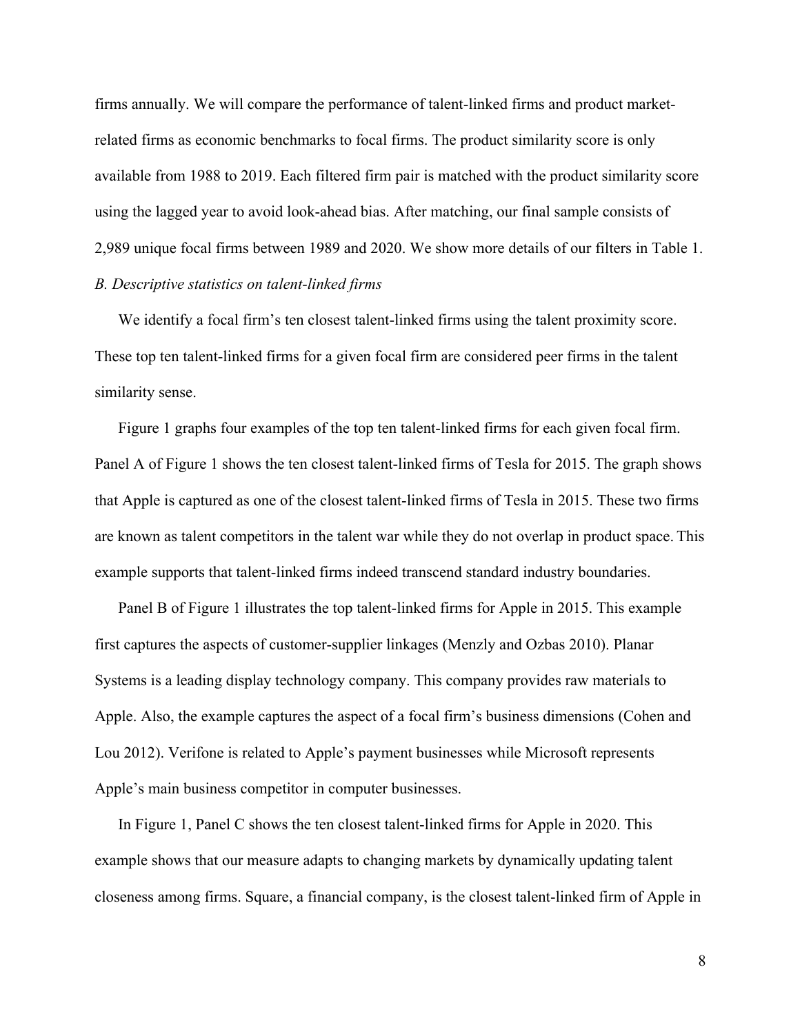firms annually. We will compare the performance of talent-linked firms and product market-related firms as economic benchmarks to focal firms. The product similarity score is only available from 1988 to 2019. Each filtered firm pair is matched with the product similarity score using the lagged year to avoid look-ahead bias. After matching, our final sample consists of 2,989 unique focal firms between 1989 and 2020. We show more details of our filters in Table 1.

### *B. Descriptive statistics on talent-linked firms*

We identify a focal firm's ten closest talent-linked firms using the talent proximity score. These top ten talent-linked firms for a given focal firm are considered peer firms in the talent similarity sense.

Figure 1 graphs four examples of the top ten talent-linked firms for each given focal firm. Panel A of Figure 1 shows the ten closest talent-linked firms of Tesla for 2015. The graph shows that Apple is captured as one of the closest talent-linked firms of Tesla in 2015. These two firms are known as talent competitors in the talent war while they do not overlap in product space. This example supports that talent-linked firms indeed transcend standard industry boundaries.

Panel B of Figure 1 illustrates the top talent-linked firms for Apple in 2015. This example first captures the aspects of customer-supplier linkages (Menzly and Ozbas 2010). Planar Systems is a leading display technology company. This company provides raw materials to Apple. Also, the example captures the aspect of a focal firm's business dimensions (Cohen and Lou 2012). Verifone is related to Apple's payment businesses while Microsoft represents Apple's main business competitor in computer businesses.

In Figure 1, Panel C shows the ten closest talent-linked firms for Apple in 2020. This example shows that our measure adapts to changing markets by dynamically updating talent closeness among firms. Square, a financial company, is the closest talent-linked firm of Apple in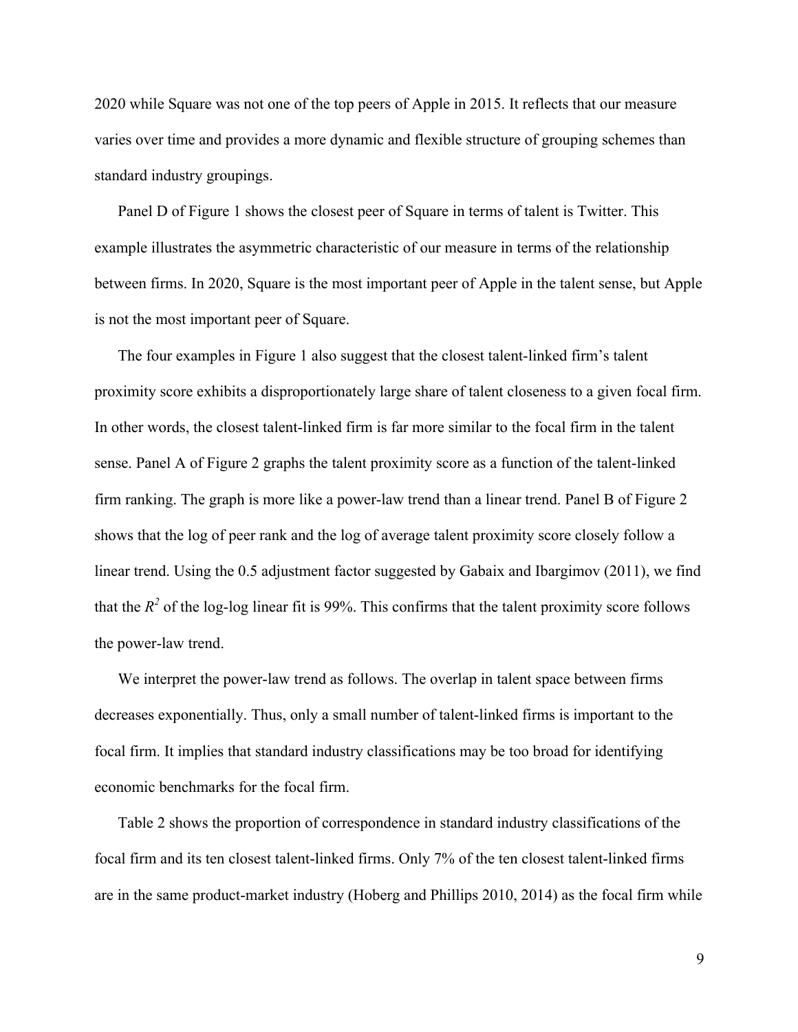2020 while Square was not one of the top peers of Apple in 2015. It reflects that our measure varies over time and provides a more dynamic and flexible structure of grouping schemes than standard industry groupings.

Panel D of Figure 1 shows the closest peer of Square in terms of talent is Twitter. This example illustrates the asymmetric characteristic of our measure in terms of the relationship between firms. In 2020, Square is the most important peer of Apple in the talent sense, but Apple is not the most important peer of Square.

The four examples in Figure 1 also suggest that the closest talent-linked firm's talent proximity score exhibits a disproportionately large share of talent closeness to a given focal firm. In other words, the closest talent-linked firm is far more similar to the focal firm in the talent sense. Panel A of Figure 2 graphs the talent proximity score as a function of the talent-linked firm ranking. The graph is more like a power-law trend than a linear trend. Panel B of Figure 2 shows that the log of peer rank and the log of average talent proximity score closely follow a linear trend. Using the 0.5 adjustment factor suggested by Gabaix and Ibargimov (2011), we find that the $R^2$ of the log-log linear fit is 99%. This confirms that the talent proximity score follows the power-law trend.

We interpret the power-law trend as follows. The overlap in talent space between firms decreases exponentially. Thus, only a small number of talent-linked firms is important to the focal firm. It implies that standard industry classifications may be too broad for identifying economic benchmarks for the focal firm.

Table 2 shows the proportion of correspondence in standard industry classifications of the focal firm and its ten closest talent-linked firms. Only 7% of the ten closest talent-linked firms are in the same product-market industry (Hoberg and Phillips 2010, 2014) as the focal firm while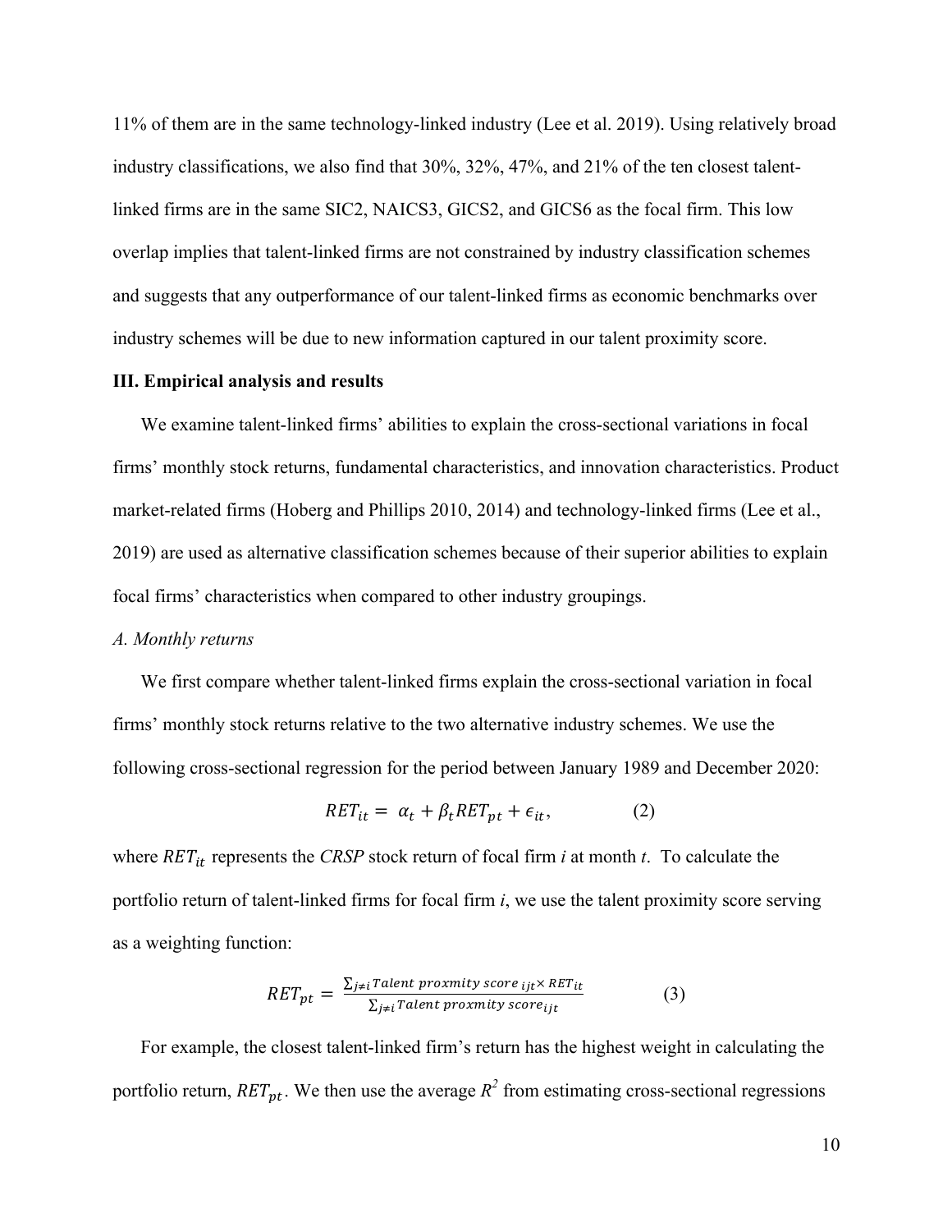11% of them are in the same technology-linked industry (Lee et al. 2019). Using relatively broad industry classifications, we also find that 30%, 32%, 47%, and 21% of the ten closest talent-linked firms are in the same SIC2, NAICS3, GICS2, and GICS6 as the focal firm. This low overlap implies that talent-linked firms are not constrained by industry classification schemes and suggests that any outperformance of our talent-linked firms as economic benchmarks over industry schemes will be due to new information captured in our talent proximity score.

## III. Empirical analysis and results

We examine talent-linked firms' abilities to explain the cross-sectional variations in focal firms' monthly stock returns, fundamental characteristics, and innovation characteristics. Product market-related firms (Hoberg and Phillips 2010, 2014) and technology-linked firms (Lee et al., 2019) are used as alternative classification schemes because of their superior abilities to explain focal firms' characteristics when compared to other industry groupings.

### *A. Monthly returns*

We first compare whether talent-linked firms explain the cross-sectional variation in focal firms' monthly stock returns relative to the two alternative industry schemes. We use the following cross-sectional regression for the period between January 1989 and December 2020:

$$RET_{it} = \alpha_t + \beta_t RET_{pt} + \epsilon_{it}, \qquad (2)$$

where $RET_{it}$ represents the *CRSP* stock return of focal firm *i* at month *t*. To calculate the portfolio return of talent-linked firms for focal firm *i*, we use the talent proximity score serving as a weighting function:

$$RET_{pt} = \frac{\sum_{j \neq i} Talent\ proxmity\ score_{ijt} \times RET_{it}}{\sum_{j \neq i} Talent\ proxmity\ score_{ijt}} \qquad (3)$$

For example, the closest talent-linked firm's return has the highest weight in calculating the portfolio return, $RET_{pt}$. We then use the average $R^2$ from estimating cross-sectional regressions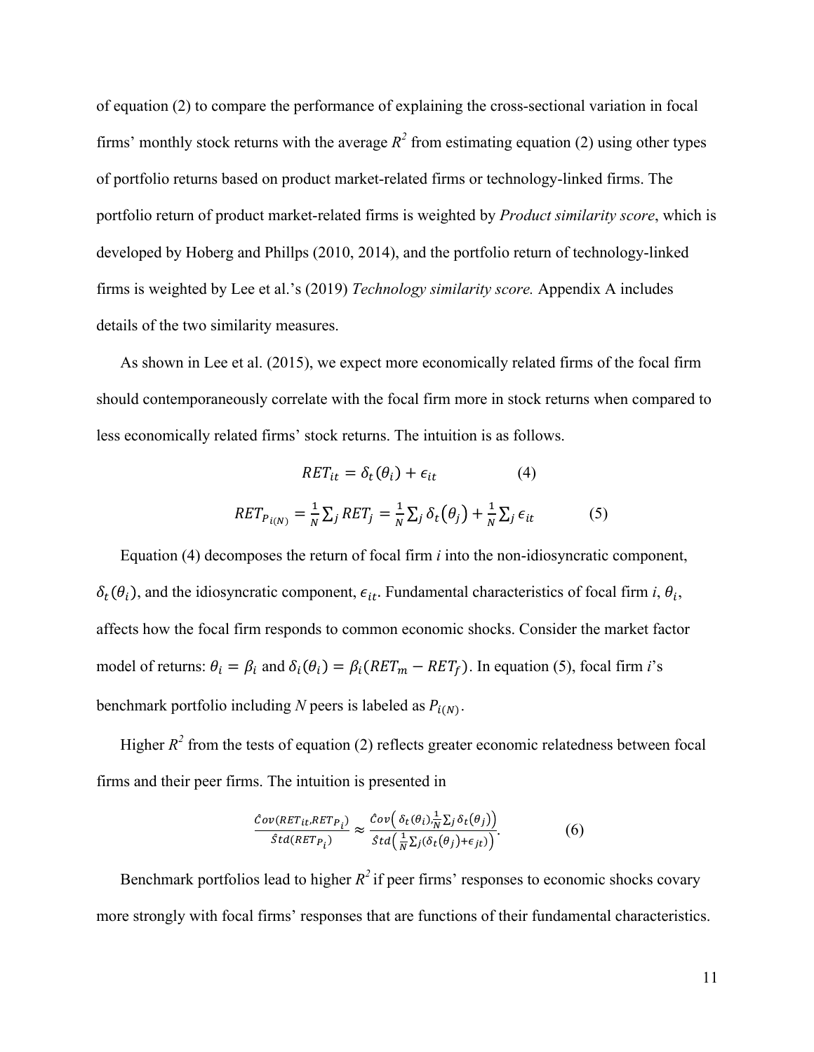of equation (2) to compare the performance of explaining the cross-sectional variation in focal firms' monthly stock returns with the average $R^2$ from estimating equation (2) using other types of portfolio returns based on product market-related firms or technology-linked firms. The portfolio return of product market-related firms is weighted by *Product similarity score*, which is developed by Hoberg and Phillps (2010, 2014), and the portfolio return of technology-linked firms is weighted by Lee et al.'s (2019) *Technology similarity score.* Appendix A includes details of the two similarity measures.

As shown in Lee et al. (2015), we expect more economically related firms of the focal firm should contemporaneously correlate with the focal firm more in stock returns when compared to less economically related firms' stock returns. The intuition is as follows.

$$RET_{it} = \delta_t(\theta_i) + \epsilon_{it} \tag{4}$$

$$RET_{P_{i(N)}} = \frac{1}{N}\sum_j RET_j = \frac{1}{N}\sum_j \delta_t(\theta_j) + \frac{1}{N}\sum_j \epsilon_{it} \tag{5}$$

Equation (4) decomposes the return of focal firm *i* into the non-idiosyncratic component, $\delta_t(\theta_i)$, and the idiosyncratic component, $\epsilon_{it}$. Fundamental characteristics of focal firm *i*, $\theta_i$, affects how the focal firm responds to common economic shocks. Consider the market factor model of returns: $\theta_i = \beta_i$ and $\delta_i(\theta_i) = \beta_i(RET_m - RET_f)$. In equation (5), focal firm *i*'s benchmark portfolio including *N* peers is labeled as $P_{i(N)}$.

Higher $R^2$ from the tests of equation (2) reflects greater economic relatedness between focal firms and their peer firms. The intuition is presented in

$$\frac{\hat{C}ov(RET_{it}, RET_{P_i})}{\hat{S}td(RET_{P_i})} \approx \frac{\hat{C}ov\left(\delta_t(\theta_i), \frac{1}{N}\sum_j \delta_t(\theta_j)\right)}{\hat{S}td\left(\frac{1}{N}\sum_j(\delta_t(\theta_j) + \epsilon_{jt})\right)}. \tag{6}$$

Benchmark portfolios lead to higher $R^2$ if peer firms' responses to economic shocks covary more strongly with focal firms' responses that are functions of their fundamental characteristics.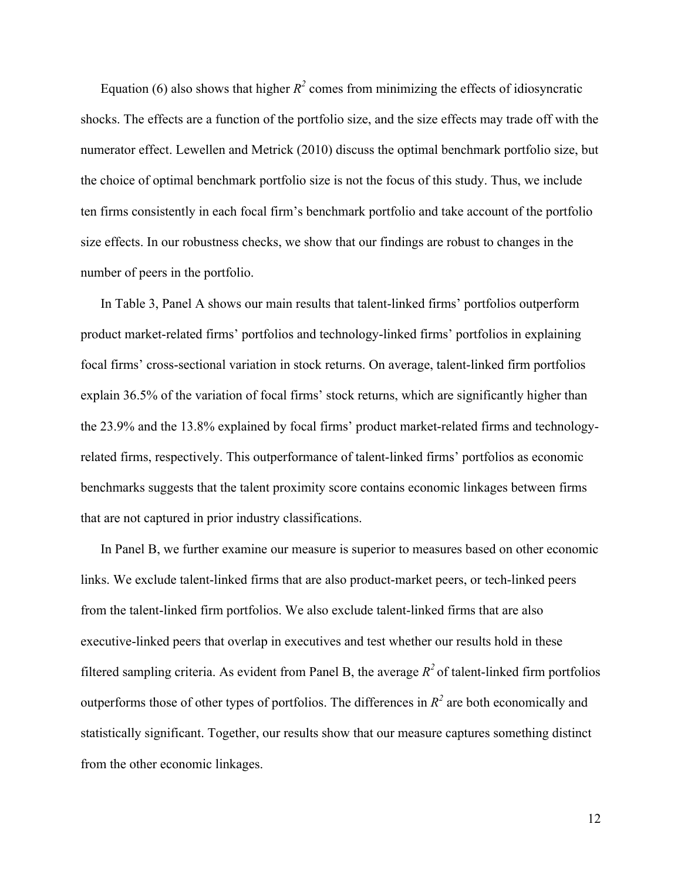Equation (6) also shows that higher $R^2$ comes from minimizing the effects of idiosyncratic shocks. The effects are a function of the portfolio size, and the size effects may trade off with the numerator effect. Lewellen and Metrick (2010) discuss the optimal benchmark portfolio size, but the choice of optimal benchmark portfolio size is not the focus of this study. Thus, we include ten firms consistently in each focal firm's benchmark portfolio and take account of the portfolio size effects. In our robustness checks, we show that our findings are robust to changes in the number of peers in the portfolio.

In Table 3, Panel A shows our main results that talent-linked firms' portfolios outperform product market-related firms' portfolios and technology-linked firms' portfolios in explaining focal firms' cross-sectional variation in stock returns. On average, talent-linked firm portfolios explain 36.5% of the variation of focal firms' stock returns, which are significantly higher than the 23.9% and the 13.8% explained by focal firms' product market-related firms and technology-related firms, respectively. This outperformance of talent-linked firms' portfolios as economic benchmarks suggests that the talent proximity score contains economic linkages between firms that are not captured in prior industry classifications.

In Panel B, we further examine our measure is superior to measures based on other economic links. We exclude talent-linked firms that are also product-market peers, or tech-linked peers from the talent-linked firm portfolios. We also exclude talent-linked firms that are also executive-linked peers that overlap in executives and test whether our results hold in these filtered sampling criteria. As evident from Panel B, the average $R^2$ of talent-linked firm portfolios outperforms those of other types of portfolios. The differences in $R^2$ are both economically and statistically significant. Together, our results show that our measure captures something distinct from the other economic linkages.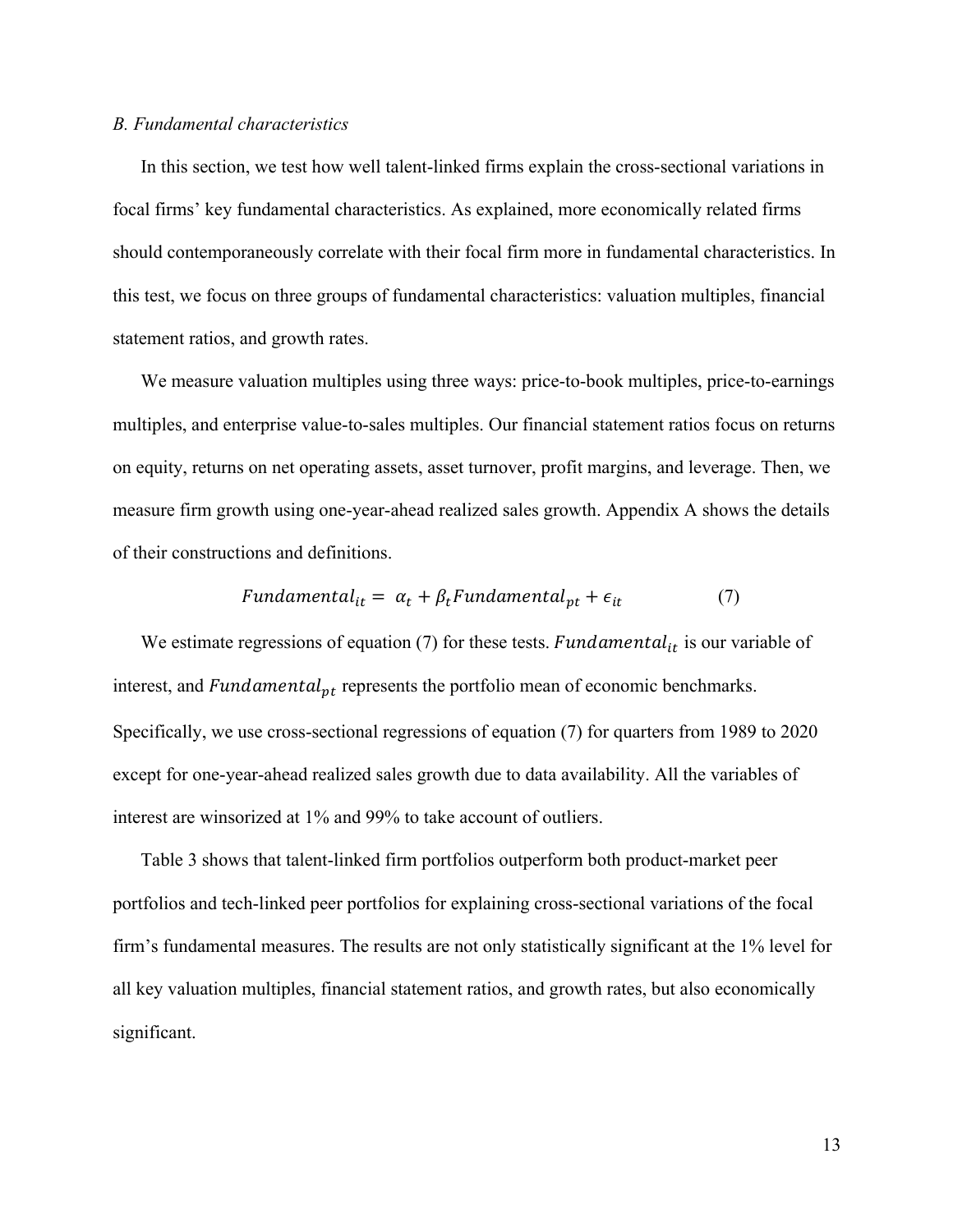*B. Fundamental characteristics*

In this section, we test how well talent-linked firms explain the cross-sectional variations in focal firms' key fundamental characteristics. As explained, more economically related firms should contemporaneously correlate with their focal firm more in fundamental characteristics. In this test, we focus on three groups of fundamental characteristics: valuation multiples, financial statement ratios, and growth rates.

We measure valuation multiples using three ways: price-to-book multiples, price-to-earnings multiples, and enterprise value-to-sales multiples. Our financial statement ratios focus on returns on equity, returns on net operating assets, asset turnover, profit margins, and leverage. Then, we measure firm growth using one-year-ahead realized sales growth. Appendix A shows the details of their constructions and definitions.

$$Fundamental_{it} = \alpha_t + \beta_t Fundamental_{pt} + \epsilon_{it} \tag{7}$$

We estimate regressions of equation (7) for these tests. $Fundamental_{it}$ is our variable of interest, and $Fundamental_{pt}$ represents the portfolio mean of economic benchmarks. Specifically, we use cross-sectional regressions of equation (7) for quarters from 1989 to 2020 except for one-year-ahead realized sales growth due to data availability. All the variables of interest are winsorized at 1% and 99% to take account of outliers.

Table 3 shows that talent-linked firm portfolios outperform both product-market peer portfolios and tech-linked peer portfolios for explaining cross-sectional variations of the focal firm's fundamental measures. The results are not only statistically significant at the 1% level for all key valuation multiples, financial statement ratios, and growth rates, but also economically significant.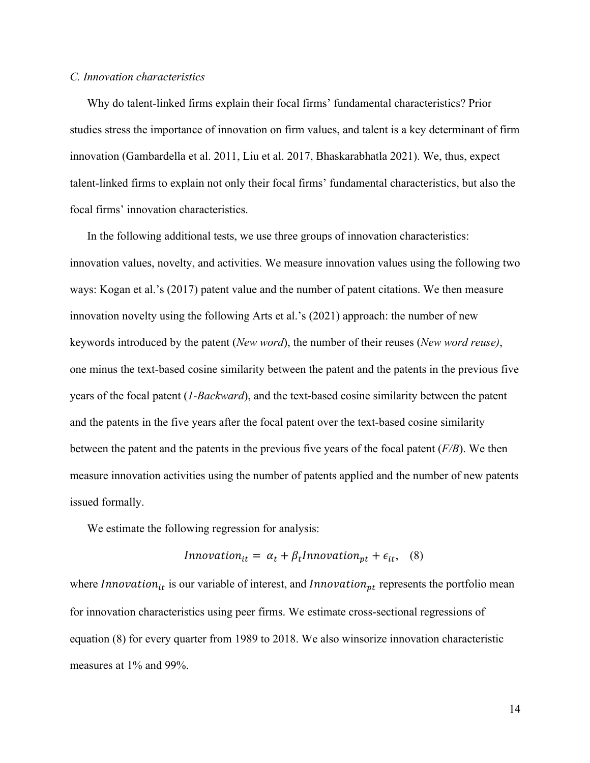*C. Innovation characteristics*

Why do talent-linked firms explain their focal firms' fundamental characteristics? Prior studies stress the importance of innovation on firm values, and talent is a key determinant of firm innovation (Gambardella et al. 2011, Liu et al. 2017, Bhaskarabhatla 2021). We, thus, expect talent-linked firms to explain not only their focal firms' fundamental characteristics, but also the focal firms' innovation characteristics.

In the following additional tests, we use three groups of innovation characteristics: innovation values, novelty, and activities. We measure innovation values using the following two ways: Kogan et al.'s (2017) patent value and the number of patent citations. We then measure innovation novelty using the following Arts et al.'s (2021) approach: the number of new keywords introduced by the patent (*New word*), the number of their reuses (*New word reuse)*, one minus the text-based cosine similarity between the patent and the patents in the previous five years of the focal patent (*1-Backward*), and the text-based cosine similarity between the patent and the patents in the five years after the focal patent over the text-based cosine similarity between the patent and the patents in the previous five years of the focal patent (*F/B*). We then measure innovation activities using the number of patents applied and the number of new patents issued formally.

We estimate the following regression for analysis:

$$Innovation_{it} = \alpha_t + \beta_t Innovation_{pt} + \epsilon_{it}, \quad (8)$$

where $Innovation_{it}$ is our variable of interest, and $Innovation_{pt}$ represents the portfolio mean for innovation characteristics using peer firms. We estimate cross-sectional regressions of equation (8) for every quarter from 1989 to 2018. We also winsorize innovation characteristic measures at 1% and 99%.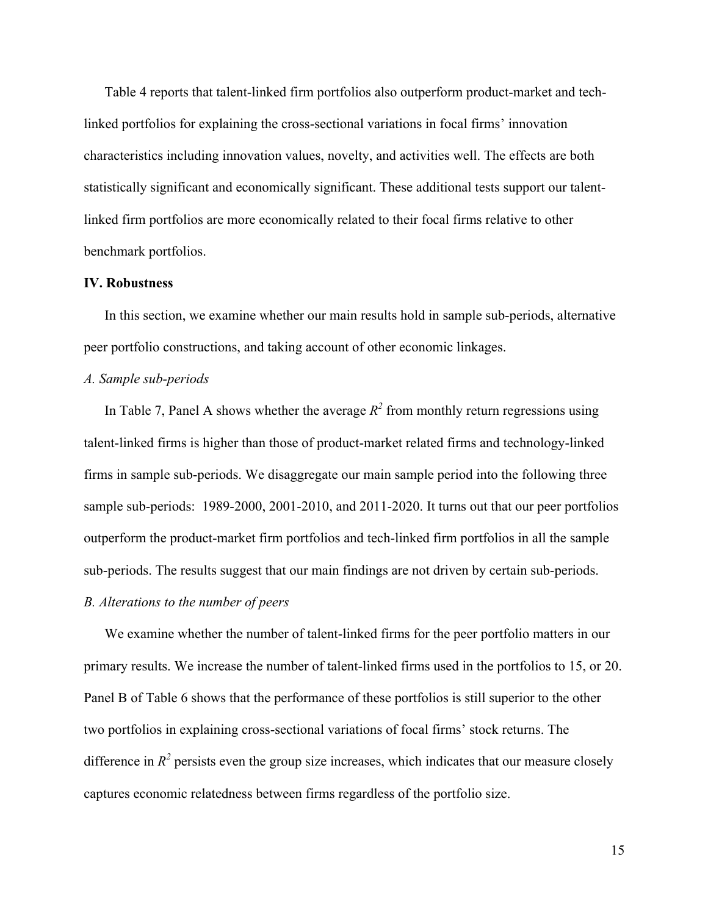Table 4 reports that talent-linked firm portfolios also outperform product-market and tech-linked portfolios for explaining the cross-sectional variations in focal firms' innovation characteristics including innovation values, novelty, and activities well. The effects are both statistically significant and economically significant. These additional tests support our talent-linked firm portfolios are more economically related to their focal firms relative to other benchmark portfolios.

## IV. Robustness

In this section, we examine whether our main results hold in sample sub-periods, alternative peer portfolio constructions, and taking account of other economic linkages.

### *A. Sample sub-periods*

In Table 7, Panel A shows whether the average $R^2$ from monthly return regressions using talent-linked firms is higher than those of product-market related firms and technology-linked firms in sample sub-periods. We disaggregate our main sample period into the following three sample sub-periods: 1989-2000, 2001-2010, and 2011-2020. It turns out that our peer portfolios outperform the product-market firm portfolios and tech-linked firm portfolios in all the sample sub-periods. The results suggest that our main findings are not driven by certain sub-periods.

### *B. Alterations to the number of peers*

We examine whether the number of talent-linked firms for the peer portfolio matters in our primary results. We increase the number of talent-linked firms used in the portfolios to 15, or 20. Panel B of Table 6 shows that the performance of these portfolios is still superior to the other two portfolios in explaining cross-sectional variations of focal firms' stock returns. The difference in $R^2$ persists even the group size increases, which indicates that our measure closely captures economic relatedness between firms regardless of the portfolio size.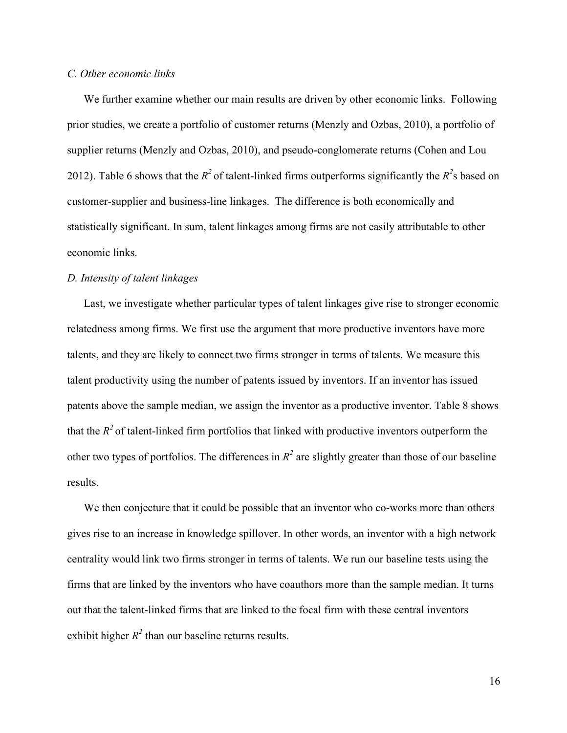*C. Other economic links*

We further examine whether our main results are driven by other economic links. Following prior studies, we create a portfolio of customer returns (Menzly and Ozbas, 2010), a portfolio of supplier returns (Menzly and Ozbas, 2010), and pseudo-conglomerate returns (Cohen and Lou 2012). Table 6 shows that the $R^2$ of talent-linked firms outperforms significantly the $R^2$s based on customer-supplier and business-line linkages. The difference is both economically and statistically significant. In sum, talent linkages among firms are not easily attributable to other economic links.

*D. Intensity of talent linkages*

Last, we investigate whether particular types of talent linkages give rise to stronger economic relatedness among firms. We first use the argument that more productive inventors have more talents, and they are likely to connect two firms stronger in terms of talents. We measure this talent productivity using the number of patents issued by inventors. If an inventor has issued patents above the sample median, we assign the inventor as a productive inventor. Table 8 shows that the $R^2$ of talent-linked firm portfolios that linked with productive inventors outperform the other two types of portfolios. The differences in $R^2$ are slightly greater than those of our baseline results.

We then conjecture that it could be possible that an inventor who co-works more than others gives rise to an increase in knowledge spillover. In other words, an inventor with a high network centrality would link two firms stronger in terms of talents. We run our baseline tests using the firms that are linked by the inventors who have coauthors more than the sample median. It turns out that the talent-linked firms that are linked to the focal firm with these central inventors exhibit higher $R^2$ than our baseline returns results.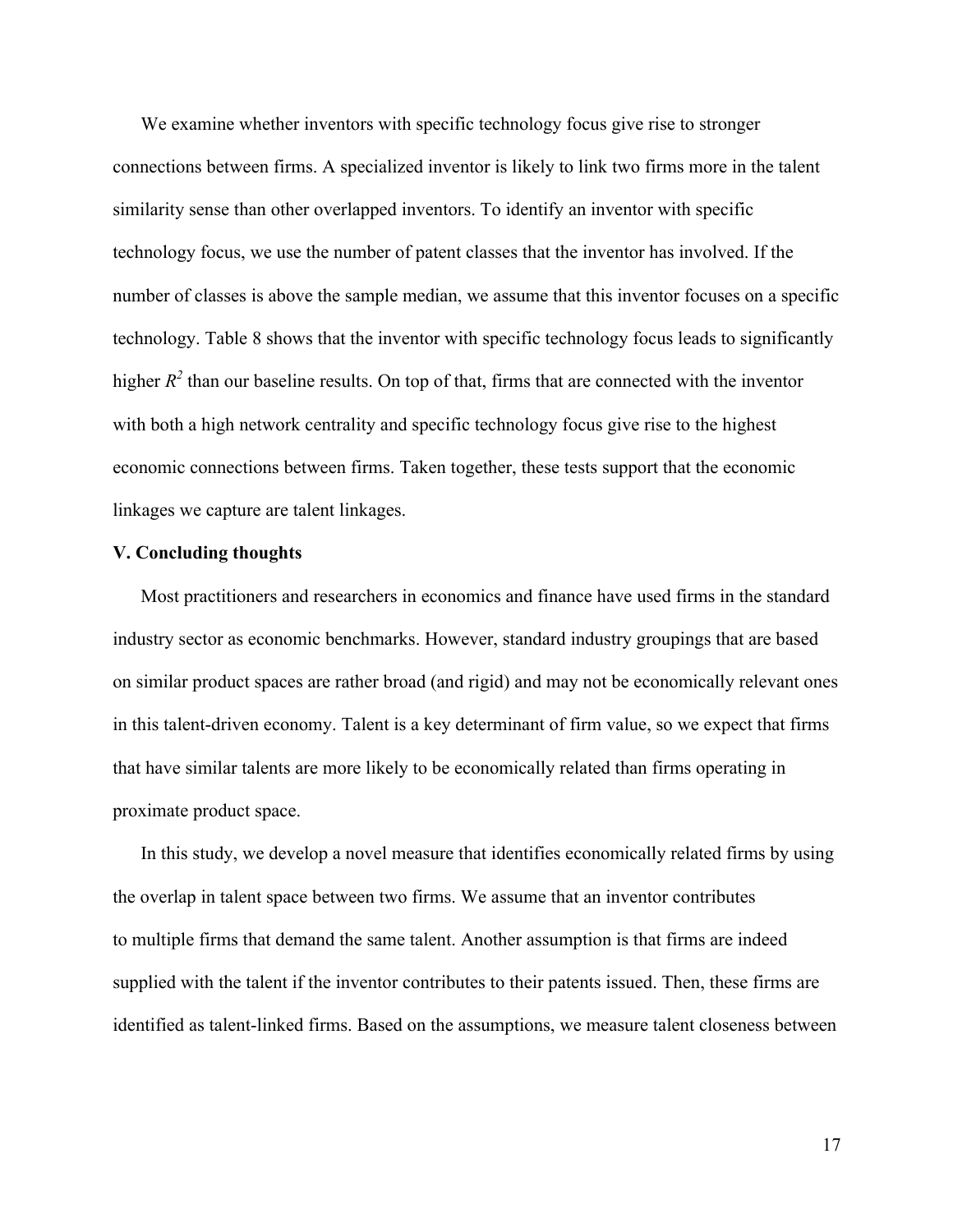We examine whether inventors with specific technology focus give rise to stronger connections between firms. A specialized inventor is likely to link two firms more in the talent similarity sense than other overlapped inventors. To identify an inventor with specific technology focus, we use the number of patent classes that the inventor has involved. If the number of classes is above the sample median, we assume that this inventor focuses on a specific technology. Table 8 shows that the inventor with specific technology focus leads to significantly higher $R^2$ than our baseline results. On top of that, firms that are connected with the inventor with both a high network centrality and specific technology focus give rise to the highest economic connections between firms. Taken together, these tests support that the economic linkages we capture are talent linkages.

## V. Concluding thoughts

Most practitioners and researchers in economics and finance have used firms in the standard industry sector as economic benchmarks. However, standard industry groupings that are based on similar product spaces are rather broad (and rigid) and may not be economically relevant ones in this talent-driven economy. Talent is a key determinant of firm value, so we expect that firms that have similar talents are more likely to be economically related than firms operating in proximate product space.

In this study, we develop a novel measure that identifies economically related firms by using the overlap in talent space between two firms. We assume that an inventor contributes to multiple firms that demand the same talent. Another assumption is that firms are indeed supplied with the talent if the inventor contributes to their patents issued. Then, these firms are identified as talent-linked firms. Based on the assumptions, we measure talent closeness between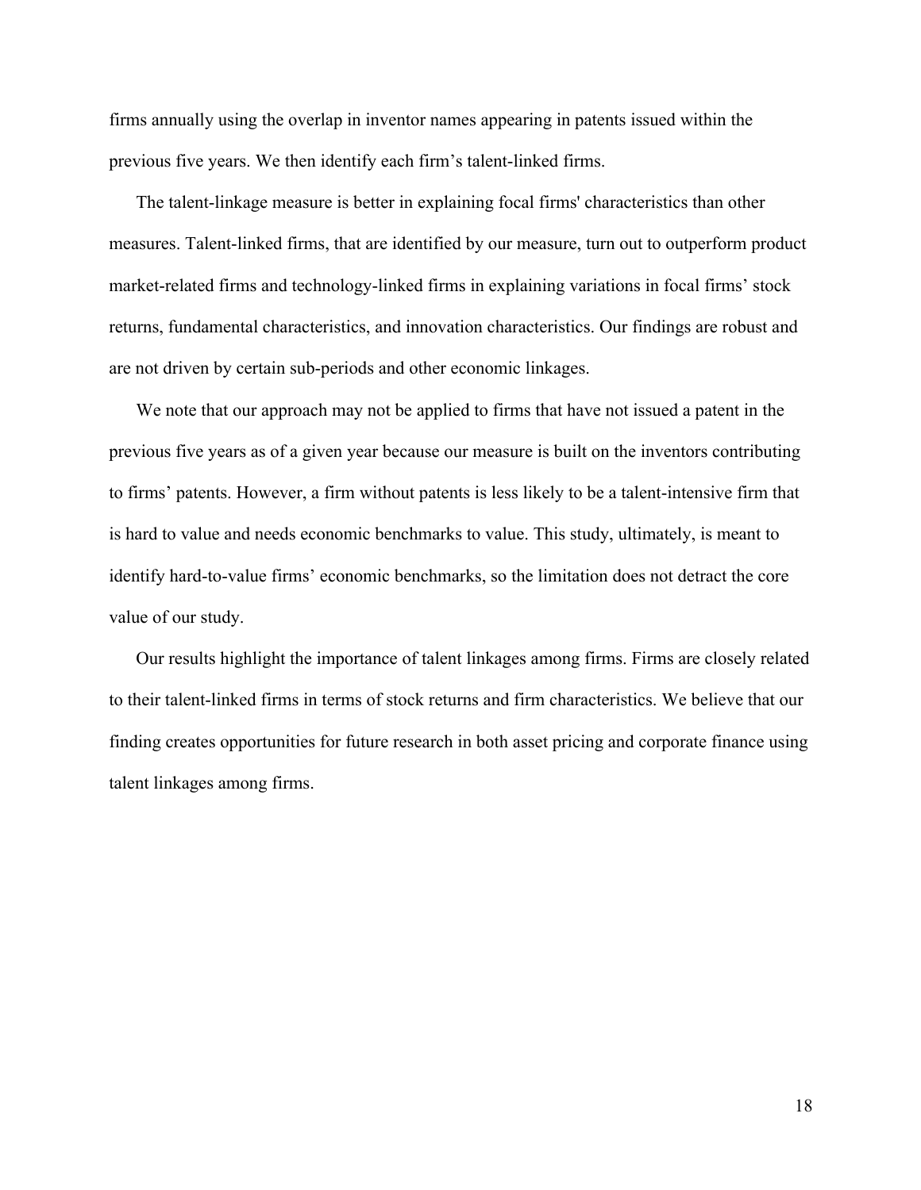firms annually using the overlap in inventor names appearing in patents issued within the previous five years. We then identify each firm's talent-linked firms.

The talent-linkage measure is better in explaining focal firms' characteristics than other measures. Talent-linked firms, that are identified by our measure, turn out to outperform product market-related firms and technology-linked firms in explaining variations in focal firms' stock returns, fundamental characteristics, and innovation characteristics. Our findings are robust and are not driven by certain sub-periods and other economic linkages.

We note that our approach may not be applied to firms that have not issued a patent in the previous five years as of a given year because our measure is built on the inventors contributing to firms' patents. However, a firm without patents is less likely to be a talent-intensive firm that is hard to value and needs economic benchmarks to value. This study, ultimately, is meant to identify hard-to-value firms' economic benchmarks, so the limitation does not detract the core value of our study.

Our results highlight the importance of talent linkages among firms. Firms are closely related to their talent-linked firms in terms of stock returns and firm characteristics. We believe that our finding creates opportunities for future research in both asset pricing and corporate finance using talent linkages among firms.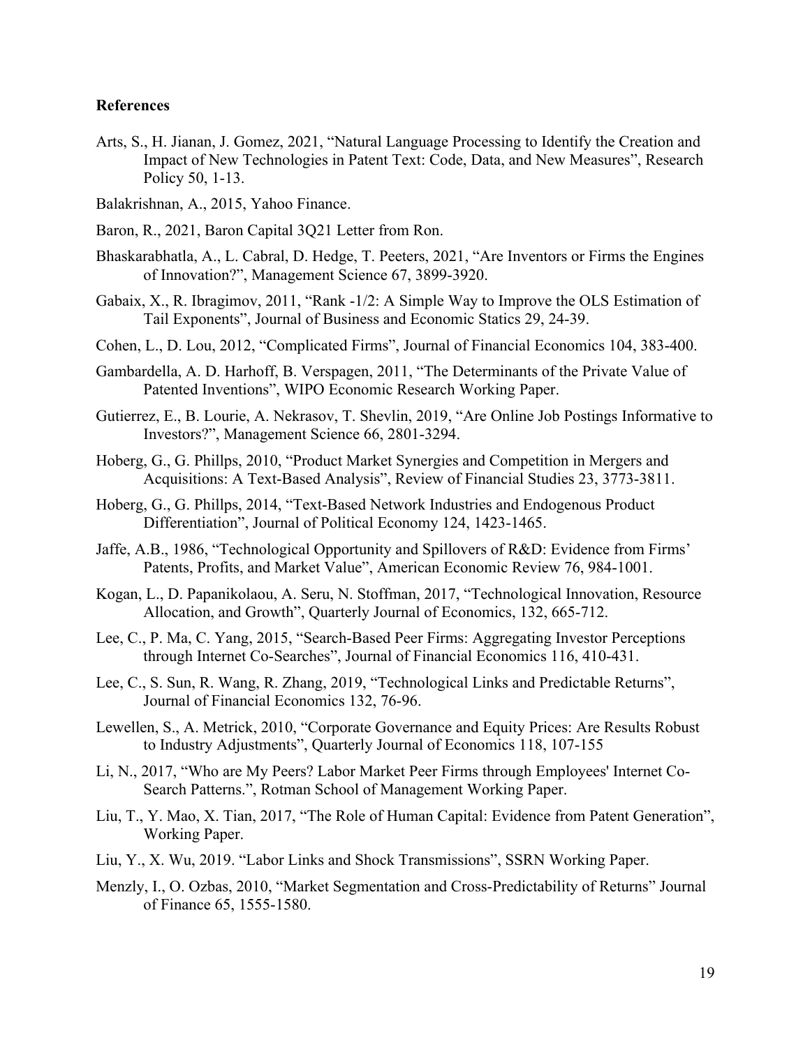**References**

Arts, S., H. Jianan, J. Gomez, 2021, "Natural Language Processing to Identify the Creation and Impact of New Technologies in Patent Text: Code, Data, and New Measures", Research Policy 50, 1-13.

Balakrishnan, A., 2015, Yahoo Finance.

Baron, R., 2021, Baron Capital 3Q21 Letter from Ron.

Bhaskarabhatla, A., L. Cabral, D. Hedge, T. Peeters, 2021, "Are Inventors or Firms the Engines of Innovation?", Management Science 67, 3899-3920.

Gabaix, X., R. Ibragimov, 2011, "Rank -1/2: A Simple Way to Improve the OLS Estimation of Tail Exponents", Journal of Business and Economic Statics 29, 24-39.

Cohen, L., D. Lou, 2012, "Complicated Firms", Journal of Financial Economics 104, 383-400.

Gambardella, A. D. Harhoff, B. Verspagen, 2011, "The Determinants of the Private Value of Patented Inventions", WIPO Economic Research Working Paper.

Gutierrez, E., B. Lourie, A. Nekrasov, T. Shevlin, 2019, "Are Online Job Postings Informative to Investors?", Management Science 66, 2801-3294.

Hoberg, G., G. Phillps, 2010, "Product Market Synergies and Competition in Mergers and Acquisitions: A Text-Based Analysis", Review of Financial Studies 23, 3773-3811.

Hoberg, G., G. Phillps, 2014, "Text-Based Network Industries and Endogenous Product Differentiation", Journal of Political Economy 124, 1423-1465.

Jaffe, A.B., 1986, "Technological Opportunity and Spillovers of R&D: Evidence from Firms' Patents, Profits, and Market Value", American Economic Review 76, 984-1001.

Kogan, L., D. Papanikolaou, A. Seru, N. Stoffman, 2017, "Technological Innovation, Resource Allocation, and Growth", Quarterly Journal of Economics, 132, 665-712.

Lee, C., P. Ma, C. Yang, 2015, "Search-Based Peer Firms: Aggregating Investor Perceptions through Internet Co-Searches", Journal of Financial Economics 116, 410-431.

Lee, C., S. Sun, R. Wang, R. Zhang, 2019, "Technological Links and Predictable Returns", Journal of Financial Economics 132, 76-96.

Lewellen, S., A. Metrick, 2010, "Corporate Governance and Equity Prices: Are Results Robust to Industry Adjustments", Quarterly Journal of Economics 118, 107-155

Li, N., 2017, "Who are My Peers? Labor Market Peer Firms through Employees' Internet Co-Search Patterns.", Rotman School of Management Working Paper.

Liu, T., Y. Mao, X. Tian, 2017, "The Role of Human Capital: Evidence from Patent Generation", Working Paper.

Liu, Y., X. Wu, 2019. "Labor Links and Shock Transmissions", SSRN Working Paper.

Menzly, I., O. Ozbas, 2010, "Market Segmentation and Cross-Predictability of Returns" Journal of Finance 65, 1555-1580.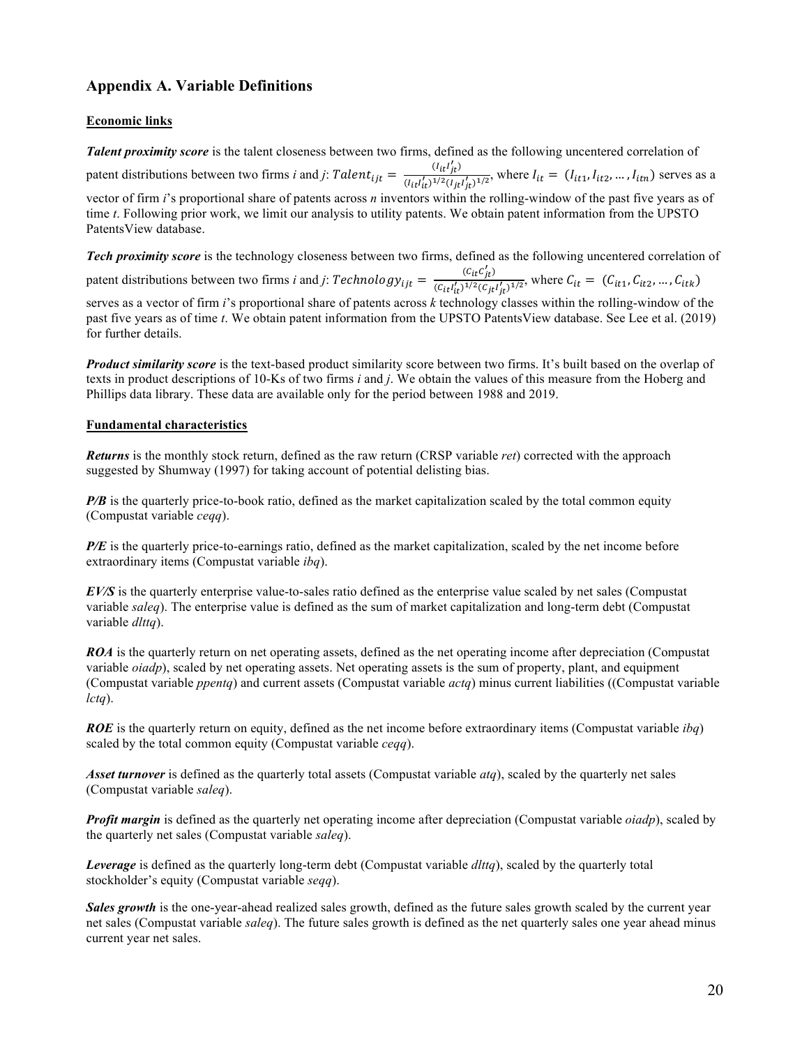## Appendix A. Variable Definitions

### Economic links

***Talent proximity score*** is the talent closeness between two firms, defined as the following uncentered correlation of patent distributions between two firms *i* and *j*: $Talent_{ijt} = \frac{(I_{it}I'_{jt})}{(I_{it}I'_{it})^{1/2}(I_{jt}I'_{jt})^{1/2}}$, where $I_{it} = (I_{it1}, I_{it2}, \ldots, I_{itn})$ serves as a vector of firm *i*'s proportional share of patents across *n* inventors within the rolling-window of the past five years as of time *t*. Following prior work, we limit our analysis to utility patents. We obtain patent information from the UPSTO PatentsView database.

***Tech proximity score*** is the technology closeness between two firms, defined as the following uncentered correlation of patent distributions between two firms *i* and *j*: $Technology_{ijt} = \frac{(C_{it}C'_{jt})}{(C_{it}I'_{it})^{1/2}(C_{jt}I'_{jt})^{1/2}}$, where $C_{it} = (C_{it1}, C_{it2}, \ldots, C_{itk})$ serves as a vector of firm *i*'s proportional share of patents across *k* technology classes within the rolling-window of the past five years as of time *t*. We obtain patent information from the UPSTO PatentsView database. See Lee et al. (2019) for further details.

***Product similarity score*** is the text-based product similarity score between two firms. It's built based on the overlap of texts in product descriptions of 10-Ks of two firms *i* and *j*. We obtain the values of this measure from the Hoberg and Phillips data library. These data are available only for the period between 1988 and 2019.

### Fundamental characteristics

***Returns*** is the monthly stock return, defined as the raw return (CRSP variable *ret*) corrected with the approach suggested by Shumway (1997) for taking account of potential delisting bias.

***P/B*** is the quarterly price-to-book ratio, defined as the market capitalization scaled by the total common equity (Compustat variable *ceqq*).

***P/E*** is the quarterly price-to-earnings ratio, defined as the market capitalization, scaled by the net income before extraordinary items (Compustat variable *ibq*).

***EV/S*** is the quarterly enterprise value-to-sales ratio defined as the enterprise value scaled by net sales (Compustat variable *saleq*). The enterprise value is defined as the sum of market capitalization and long-term debt (Compustat variable *dlttq*).

***ROA*** is the quarterly return on net operating assets, defined as the net operating income after depreciation (Compustat variable *oiadp*), scaled by net operating assets. Net operating assets is the sum of property, plant, and equipment (Compustat variable *ppentq*) and current assets (Compustat variable *actq*) minus current liabilities ((Compustat variable *lctq*).

***ROE*** is the quarterly return on equity, defined as the net income before extraordinary items (Compustat variable *ibq*) scaled by the total common equity (Compustat variable *ceqq*).

***Asset turnover*** is defined as the quarterly total assets (Compustat variable *atq*), scaled by the quarterly net sales (Compustat variable *saleq*).

***Profit margin*** is defined as the quarterly net operating income after depreciation (Compustat variable *oiadp*), scaled by the quarterly net sales (Compustat variable *saleq*).

***Leverage*** is defined as the quarterly long-term debt (Compustat variable *dlttq*), scaled by the quarterly total stockholder's equity (Compustat variable *seqq*).

***Sales growth*** is the one-year-ahead realized sales growth, defined as the future sales growth scaled by the current year net sales (Compustat variable *saleq*). The future sales growth is defined as the net quarterly sales one year ahead minus current year net sales.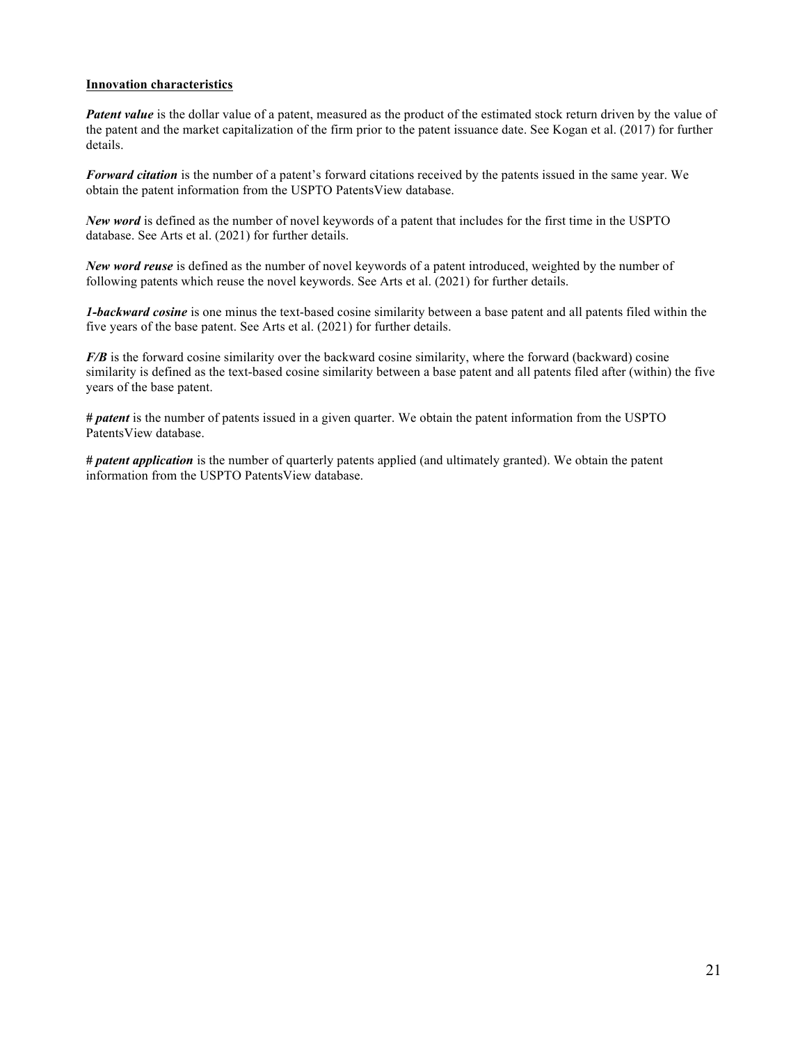**<u>Innovation characteristics</u>**

***Patent value*** is the dollar value of a patent, measured as the product of the estimated stock return driven by the value of the patent and the market capitalization of the firm prior to the patent issuance date. See Kogan et al. (2017) for further details.

***Forward citation*** is the number of a patent's forward citations received by the patents issued in the same year. We obtain the patent information from the USPTO PatentsView database.

***New word*** is defined as the number of novel keywords of a patent that includes for the first time in the USPTO database. See Arts et al. (2021) for further details.

***New word reuse*** is defined as the number of novel keywords of a patent introduced, weighted by the number of following patents which reuse the novel keywords. See Arts et al. (2021) for further details.

***1-backward cosine*** is one minus the text-based cosine similarity between a base patent and all patents filed within the five years of the base patent. See Arts et al. (2021) for further details.

***F/B*** is the forward cosine similarity over the backward cosine similarity, where the forward (backward) cosine similarity is defined as the text-based cosine similarity between a base patent and all patents filed after (within) the five years of the base patent.

***# patent*** is the number of patents issued in a given quarter. We obtain the patent information from the USPTO PatentsView database.

***# patent application*** is the number of quarterly patents applied (and ultimately granted). We obtain the patent information from the USPTO PatentsView database.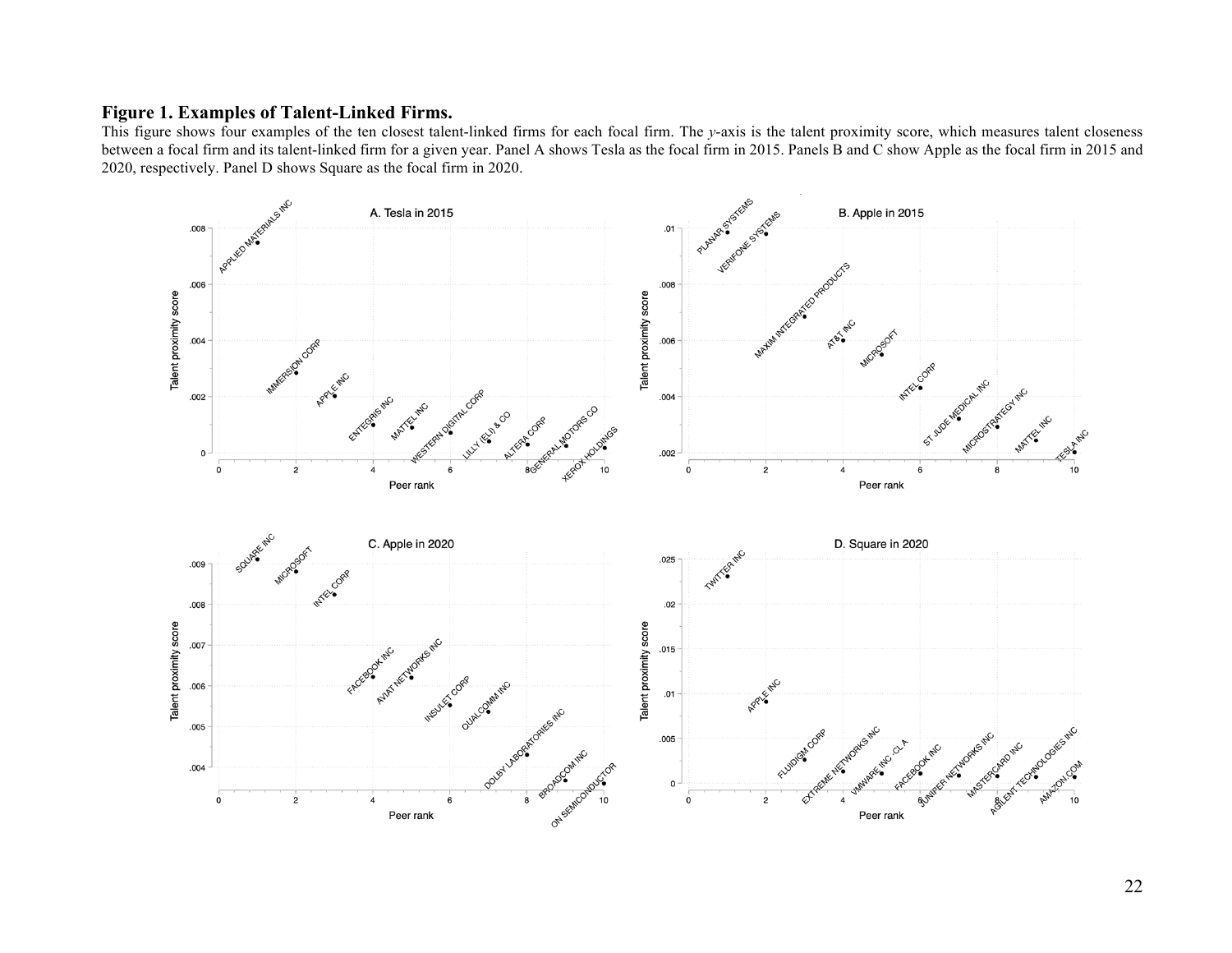**Figure 1. Examples of Talent-Linked Firms.**

This figure shows four examples of the ten closest talent-linked firms for each focal firm. The *y*-axis is the talent proximity score, which measures talent closeness between a focal firm and its talent-linked firm for a given year. Panel A shows Tesla as the focal firm in 2015. Panels B and C show Apple as the focal firm in 2015 and 2020, respectively. Panel D shows Square as the focal firm in 2020.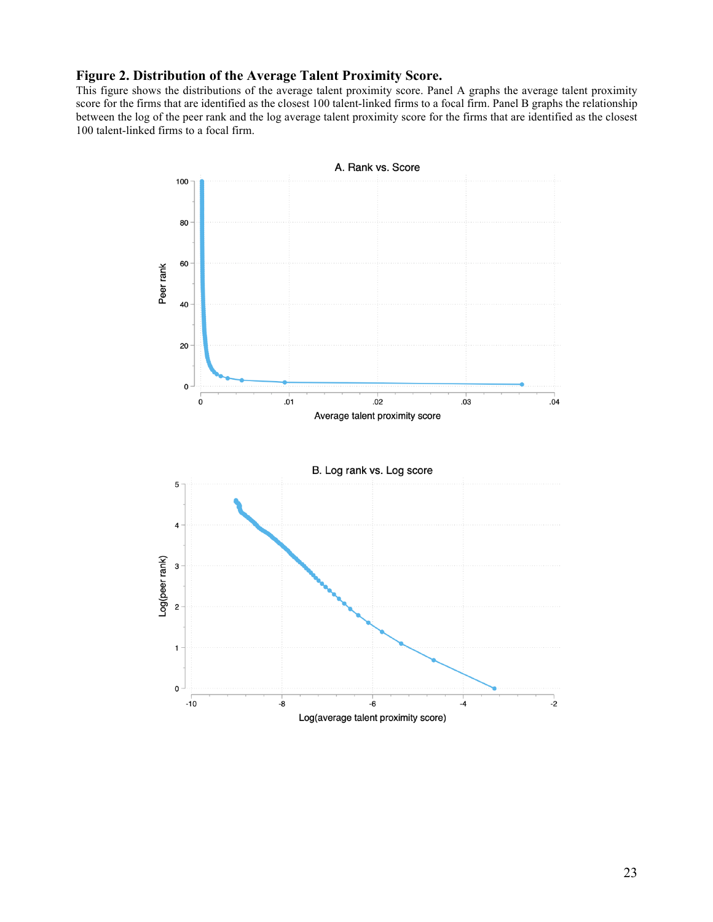**Figure 2. Distribution of the Average Talent Proximity Score.**

This figure shows the distributions of the average talent proximity score. Panel A graphs the average talent proximity score for the firms that are identified as the closest 100 talent-linked firms to a focal firm. Panel B graphs the relationship between the log of the peer rank and the log average talent proximity score for the firms that are identified as the closest 100 talent-linked firms to a focal firm.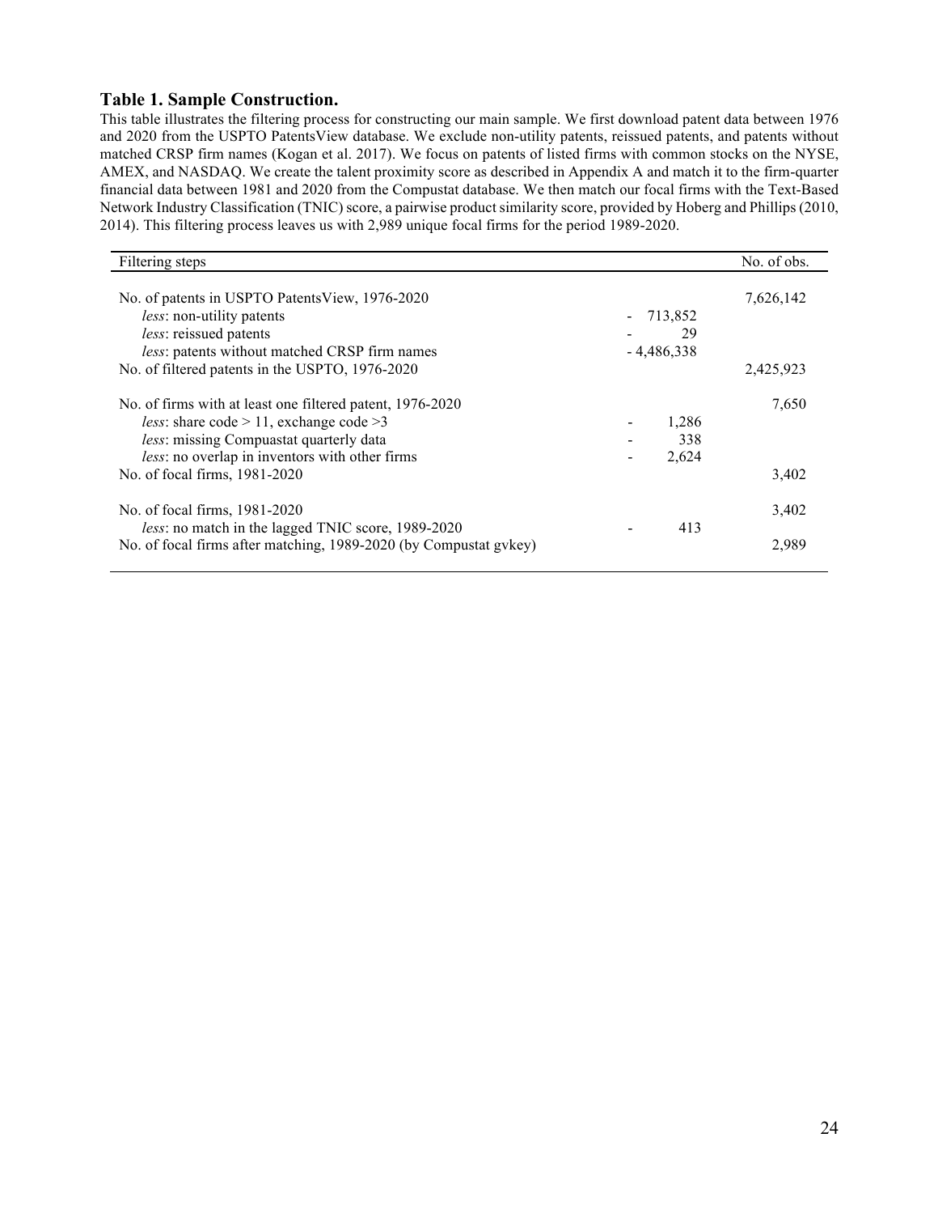### Table 1. Sample Construction.

This table illustrates the filtering process for constructing our main sample. We first download patent data between 1976 and 2020 from the USPTO PatentsView database. We exclude non-utility patents, reissued patents, and patents without matched CRSP firm names (Kogan et al. 2017). We focus on patents of listed firms with common stocks on the NYSE, AMEX, and NASDAQ. We create the talent proximity score as described in Appendix A and match it to the firm-quarter financial data between 1981 and 2020 from the Compustat database. We then match our focal firms with the Text-Based Network Industry Classification (TNIC) score, a pairwise product similarity score, provided by Hoberg and Phillips (2010, 2014). This filtering process leaves us with 2,989 unique focal firms for the period 1989-2020.

| Filtering steps | | No. of obs. |
|---|---|---|
| No. of patents in USPTO PatentsView, 1976-2020 | | 7,626,142 |
| *less*: non-utility patents | - 713,852 | |
| *less*: reissued patents | - 29 | |
| *less*: patents without matched CRSP firm names | - 4,486,338 | |
| No. of filtered patents in the USPTO, 1976-2020 | | 2,425,923 |
| | | |
| No. of firms with at least one filtered patent, 1976-2020 | | 7,650 |
| *less*: share code > 11, exchange code >3 | - 1,286 | |
| *less*: missing Compuastat quarterly data | - 338 | |
| *less*: no overlap in inventors with other firms | - 2,624 | |
| No. of focal firms, 1981-2020 | | 3,402 |
| | | |
| No. of focal firms, 1981-2020 | | 3,402 |
| *less*: no match in the lagged TNIC score, 1989-2020 | - 413 | |
| No. of focal firms after matching, 1989-2020 (by Compustat gvkey) | | 2,989 |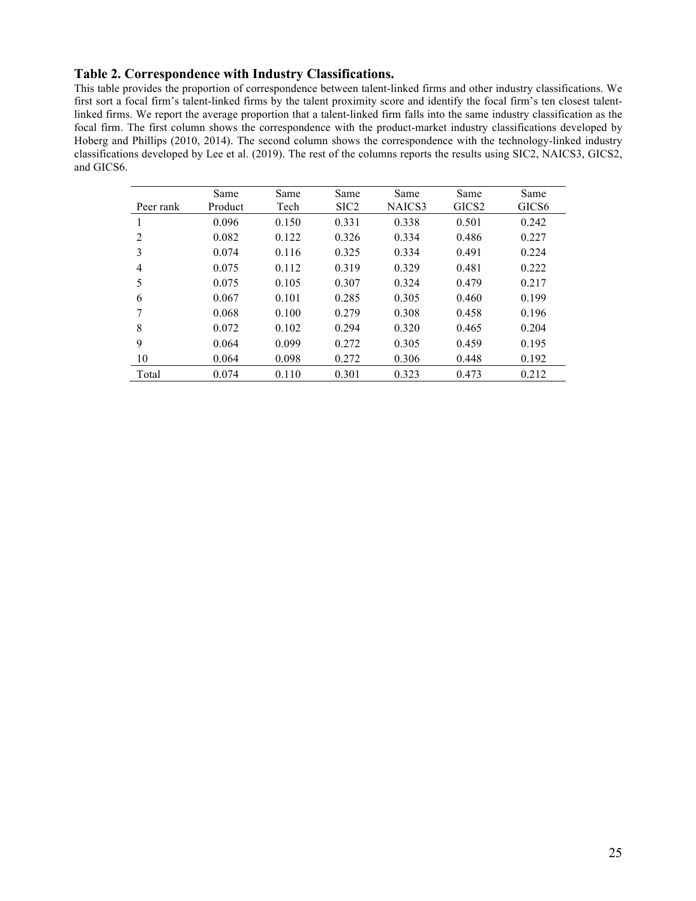**Table 2. Correspondence with Industry Classifications.**

This table provides the proportion of correspondence between talent-linked firms and other industry classifications. We first sort a focal firm's talent-linked firms by the talent proximity score and identify the focal firm's ten closest talent-linked firms. We report the average proportion that a talent-linked firm falls into the same industry classification as the focal firm. The first column shows the correspondence with the product-market industry classifications developed by Hoberg and Phillips (2010, 2014). The second column shows the correspondence with the technology-linked industry classifications developed by Lee et al. (2019). The rest of the columns reports the results using SIC2, NAICS3, GICS2, and GICS6.

| Peer rank | Same Product | Same Tech | Same SIC2 | Same NAICS3 | Same GICS2 | Same GICS6 |
|---|---|---|---|---|---|---|
| 1 | 0.096 | 0.150 | 0.331 | 0.338 | 0.501 | 0.242 |
| 2 | 0.082 | 0.122 | 0.326 | 0.334 | 0.486 | 0.227 |
| 3 | 0.074 | 0.116 | 0.325 | 0.334 | 0.491 | 0.224 |
| 4 | 0.075 | 0.112 | 0.319 | 0.329 | 0.481 | 0.222 |
| 5 | 0.075 | 0.105 | 0.307 | 0.324 | 0.479 | 0.217 |
| 6 | 0.067 | 0.101 | 0.285 | 0.305 | 0.460 | 0.199 |
| 7 | 0.068 | 0.100 | 0.279 | 0.308 | 0.458 | 0.196 |
| 8 | 0.072 | 0.102 | 0.294 | 0.320 | 0.465 | 0.204 |
| 9 | 0.064 | 0.099 | 0.272 | 0.305 | 0.459 | 0.195 |
| 10 | 0.064 | 0.098 | 0.272 | 0.306 | 0.448 | 0.192 |
| Total | 0.074 | 0.110 | 0.301 | 0.323 | 0.473 | 0.212 |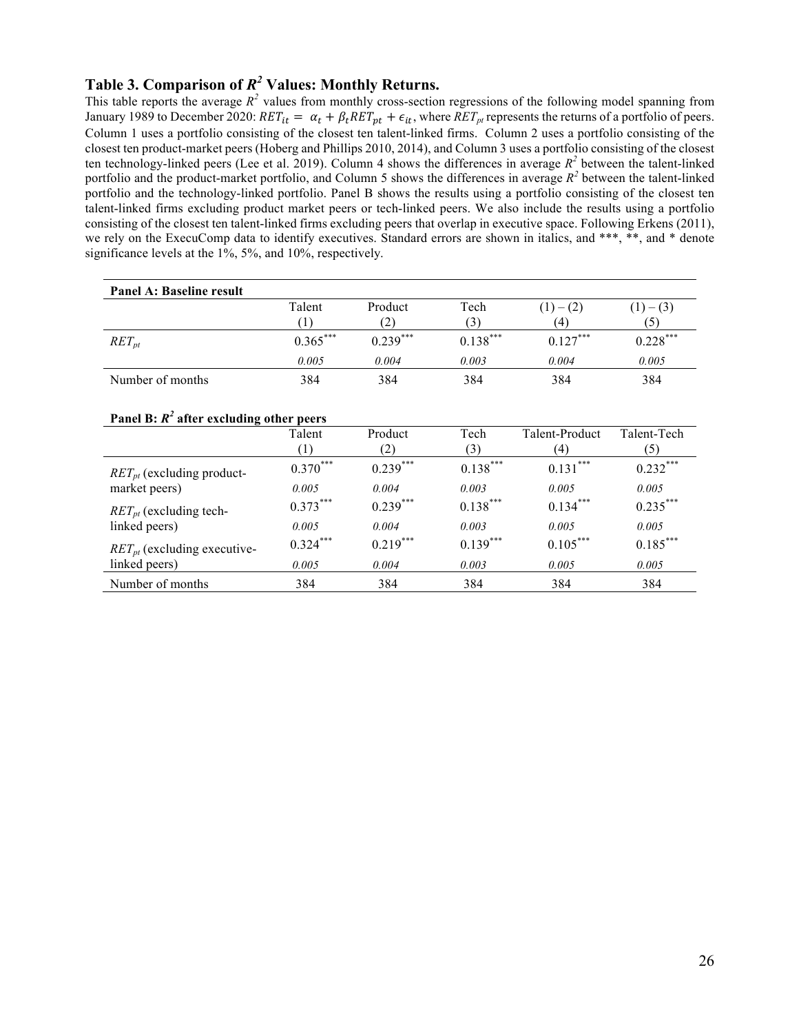## Table 3. Comparison of $R^2$ Values: Monthly Returns.

This table reports the average $R^2$ values from monthly cross-section regressions of the following model spanning from January 1989 to December 2020: $RET_{it} = \alpha_t + \beta_t RET_{pt} + \epsilon_{it}$, where $RET_{pt}$ represents the returns of a portfolio of peers. Column 1 uses a portfolio consisting of the closest ten talent-linked firms. Column 2 uses a portfolio consisting of the closest ten product-market peers (Hoberg and Phillips 2010, 2014), and Column 3 uses a portfolio consisting of the closest ten technology-linked peers (Lee et al. 2019). Column 4 shows the differences in average $R^2$ between the talent-linked portfolio and the product-market portfolio, and Column 5 shows the differences in average $R^2$ between the talent-linked portfolio and the technology-linked portfolio. Panel B shows the results using a portfolio consisting of the closest ten talent-linked firms excluding product market peers or tech-linked peers. We also include the results using a portfolio consisting of the closest ten talent-linked firms excluding peers that overlap in executive space. Following Erkens (2011), we rely on the ExecuComp data to identify executives. Standard errors are shown in italics, and \*\*\*, \*\*, and \* denote significance levels at the 1%, 5%, and 10%, respectively.

**Panel A: Baseline result**

| | Talent (1) | Product (2) | Tech (3) | (1) – (2) (4) | (1) – (3) (5) |
|---|---|---|---|---|---|
| $RET_{pt}$ | 0.365*** | 0.239*** | 0.138*** | 0.127*** | 0.228*** |
| | *0.005* | *0.004* | *0.003* | *0.004* | *0.005* |
| Number of months | 384 | 384 | 384 | 384 | 384 |

**Panel B: $R^2$ after excluding other peers**

| | Talent (1) | Product (2) | Tech (3) | Talent-Product (4) | Talent-Tech (5) |
|---|---|---|---|---|---|
| $RET_{pt}$ (excluding product-market peers) | 0.370*** | 0.239*** | 0.138*** | 0.131*** | 0.232*** |
| | *0.005* | *0.004* | *0.003* | *0.005* | *0.005* |
| $RET_{pt}$ (excluding tech-linked peers) | 0.373*** | 0.239*** | 0.138*** | 0.134*** | 0.235*** |
| | *0.005* | *0.004* | *0.003* | *0.005* | *0.005* |
| $RET_{pt}$ (excluding executive-linked peers) | 0.324*** | 0.219*** | 0.139*** | 0.105*** | 0.185*** |
| | *0.005* | *0.004* | *0.003* | *0.005* | *0.005* |
| Number of months | 384 | 384 | 384 | 384 | 384 |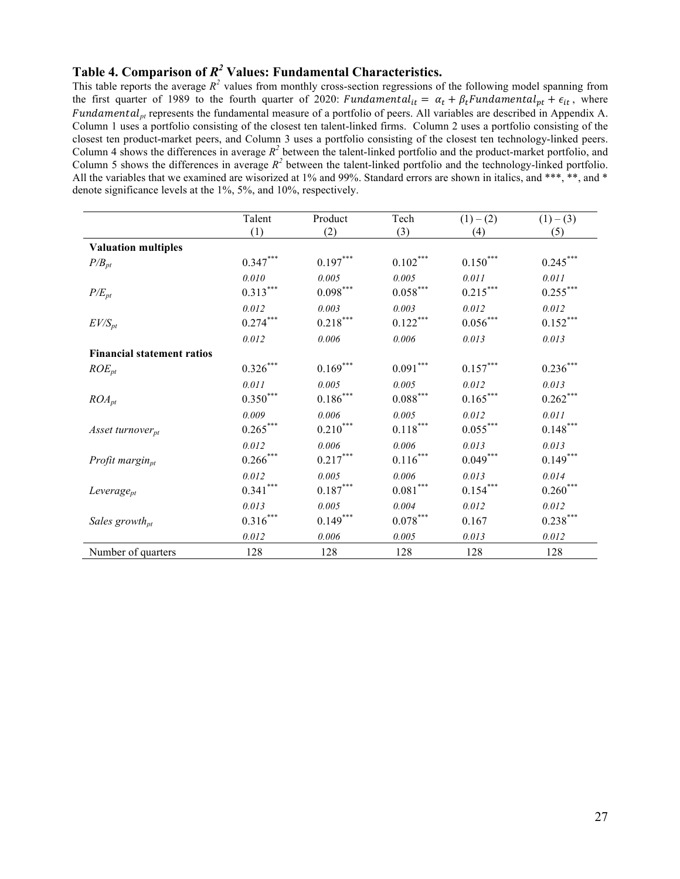## Table 4. Comparison of $R^2$ Values: Fundamental Characteristics.

This table reports the average $R^2$ values from monthly cross-section regressions of the following model spanning from the first quarter of 1989 to the fourth quarter of 2020: $Fundamental_{it} = \alpha_t + \beta_t Fundamental_{pt} + \epsilon_{it}$, where $Fundamental_{pt}$ represents the fundamental measure of a portfolio of peers. All variables are described in Appendix A. Column 1 uses a portfolio consisting of the closest ten talent-linked firms. Column 2 uses a portfolio consisting of the closest ten product-market peers, and Column 3 uses a portfolio consisting of the closest ten technology-linked peers. Column 4 shows the differences in average $R^2$ between the talent-linked portfolio and the product-market portfolio, and Column 5 shows the differences in average $R^2$ between the talent-linked portfolio and the technology-linked portfolio. All the variables that we examined are wisorized at 1% and 99%. Standard errors are shown in italics, and \*\*\*, \*\*, and \* denote significance levels at the 1%, 5%, and 10%, respectively.

| | Talent (1) | Product (2) | Tech (3) | (1) – (2) (4) | (1) – (3) (5) |
|---|---|---|---|---|---|
| **Valuation multiples** | | | | | |
| $P/B_{pt}$ | 0.347*** | 0.197*** | 0.102*** | 0.150*** | 0.245*** |
| | *0.010* | *0.005* | *0.005* | *0.011* | *0.011* |
| $P/E_{pt}$ | 0.313*** | 0.098*** | 0.058*** | 0.215*** | 0.255*** |
| | *0.012* | *0.003* | *0.003* | *0.012* | *0.012* |
| $EV/S_{pt}$ | 0.274*** | 0.218*** | 0.122*** | 0.056*** | 0.152*** |
| | *0.012* | *0.006* | *0.006* | *0.013* | *0.013* |
| **Financial statement ratios** | | | | | |
| $ROE_{pt}$ | 0.326*** | 0.169*** | 0.091*** | 0.157*** | 0.236*** |
| | *0.011* | *0.005* | *0.005* | *0.012* | *0.013* |
| $ROA_{pt}$ | 0.350*** | 0.186*** | 0.088*** | 0.165*** | 0.262*** |
| | *0.009* | *0.006* | *0.005* | *0.012* | *0.011* |
| *Asset turnover*$_{pt}$ | 0.265*** | 0.210*** | 0.118*** | 0.055*** | 0.148*** |
| | *0.012* | *0.006* | *0.006* | *0.013* | *0.013* |
| *Profit margin*$_{pt}$ | 0.266*** | 0.217*** | 0.116*** | 0.049*** | 0.149*** |
| | *0.012* | *0.005* | *0.006* | *0.013* | *0.014* |
| *Leverage*$_{pt}$ | 0.341*** | 0.187*** | 0.081*** | 0.154*** | 0.260*** |
| | *0.013* | *0.005* | *0.004* | *0.012* | *0.012* |
| *Sales growth*$_{pt}$ | 0.316*** | 0.149*** | 0.078*** | 0.167 | 0.238*** |
| | *0.012* | *0.006* | *0.005* | *0.013* | *0.012* |
| Number of quarters | 128 | 128 | 128 | 128 | 128 |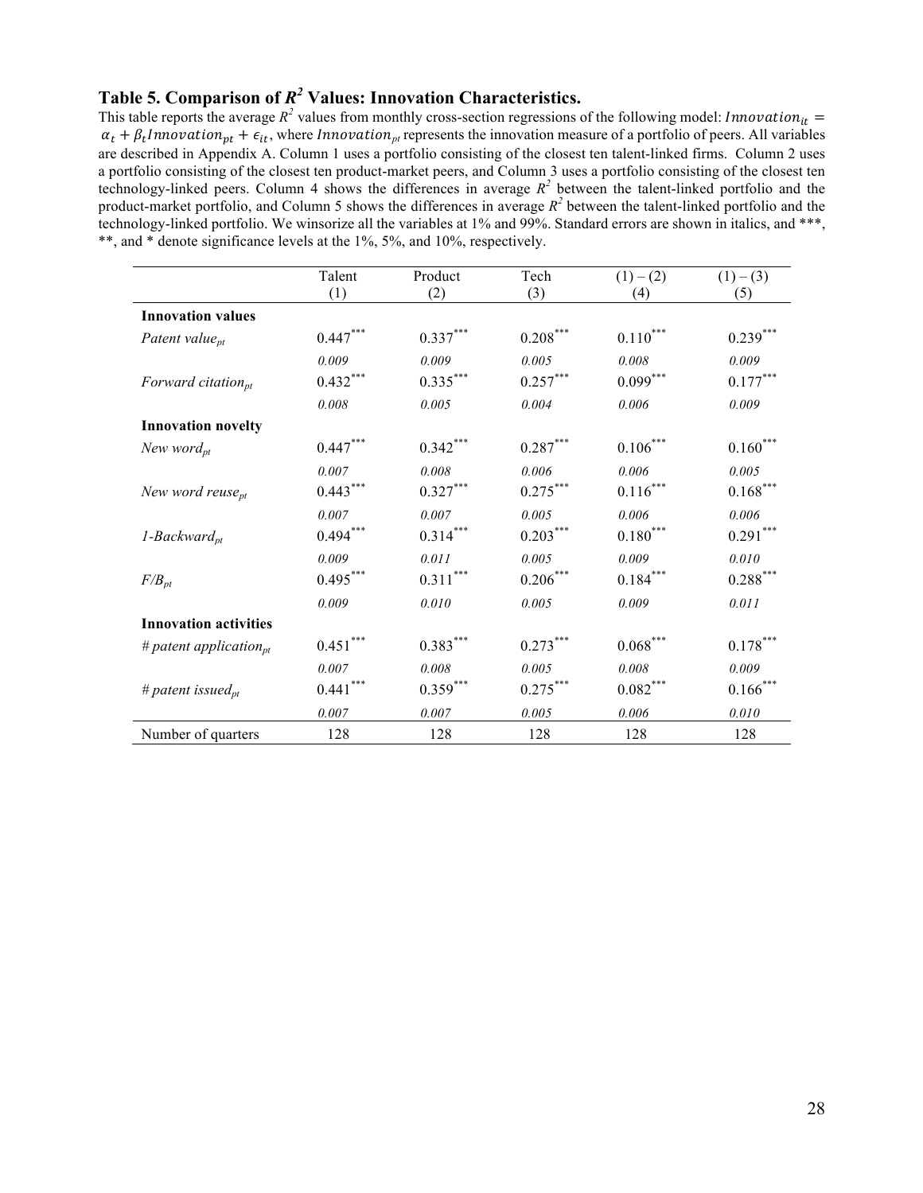# Table 5. Comparison of $R^2$ Values: Innovation Characteristics.

This table reports the average $R^2$ values from monthly cross-section regressions of the following model: $Innovation_{it} = \alpha_t + \beta_t Innovation_{pt} + \epsilon_{it}$, where $Innovation_{pt}$ represents the innovation measure of a portfolio of peers. All variables are described in Appendix A. Column 1 uses a portfolio consisting of the closest ten talent-linked firms. Column 2 uses a portfolio consisting of the closest ten product-market peers, and Column 3 uses a portfolio consisting of the closest ten technology-linked peers. Column 4 shows the differences in average $R^2$ between the talent-linked portfolio and the product-market portfolio, and Column 5 shows the differences in average $R^2$ between the talent-linked portfolio and the technology-linked portfolio. We winsorize all the variables at 1% and 99%. Standard errors are shown in italics, and ***, **, and * denote significance levels at the 1%, 5%, and 10%, respectively.

| | Talent (1) | Product (2) | Tech (3) | (1) – (2) (4) | (1) – (3) (5) |
|---|---|---|---|---|---|
| **Innovation values** | | | | | |
| *Patent value$_{pt}$* | 0.447*** | 0.337*** | 0.208*** | 0.110*** | 0.239*** |
| | *0.009* | *0.009* | *0.005* | *0.008* | *0.009* |
| *Forward citation$_{pt}$* | 0.432*** | 0.335*** | 0.257*** | 0.099*** | 0.177*** |
| | *0.008* | *0.005* | *0.004* | *0.006* | *0.009* |
| **Innovation novelty** | | | | | |
| *New word$_{pt}$* | 0.447*** | 0.342*** | 0.287*** | 0.106*** | 0.160*** |
| | *0.007* | *0.008* | *0.006* | *0.006* | *0.005* |
| *New word reuse$_{pt}$* | 0.443*** | 0.327*** | 0.275*** | 0.116*** | 0.168*** |
| | *0.007* | *0.007* | *0.005* | *0.006* | *0.006* |
| *1-Backward$_{pt}$* | 0.494*** | 0.314*** | 0.203*** | 0.180*** | 0.291*** |
| | *0.009* | *0.011* | *0.005* | *0.009* | *0.010* |
| *F/B$_{pt}$* | 0.495*** | 0.311*** | 0.206*** | 0.184*** | 0.288*** |
| | *0.009* | *0.010* | *0.005* | *0.009* | *0.011* |
| **Innovation activities** | | | | | |
| *# patent application$_{pt}$* | 0.451*** | 0.383*** | 0.273*** | 0.068*** | 0.178*** |
| | *0.007* | *0.008* | *0.005* | *0.008* | *0.009* |
| *# patent issued$_{pt}$* | 0.441*** | 0.359*** | 0.275*** | 0.082*** | 0.166*** |
| | *0.007* | *0.007* | *0.005* | *0.006* | *0.010* |
| Number of quarters | 128 | 128 | 128 | 128 | 128 |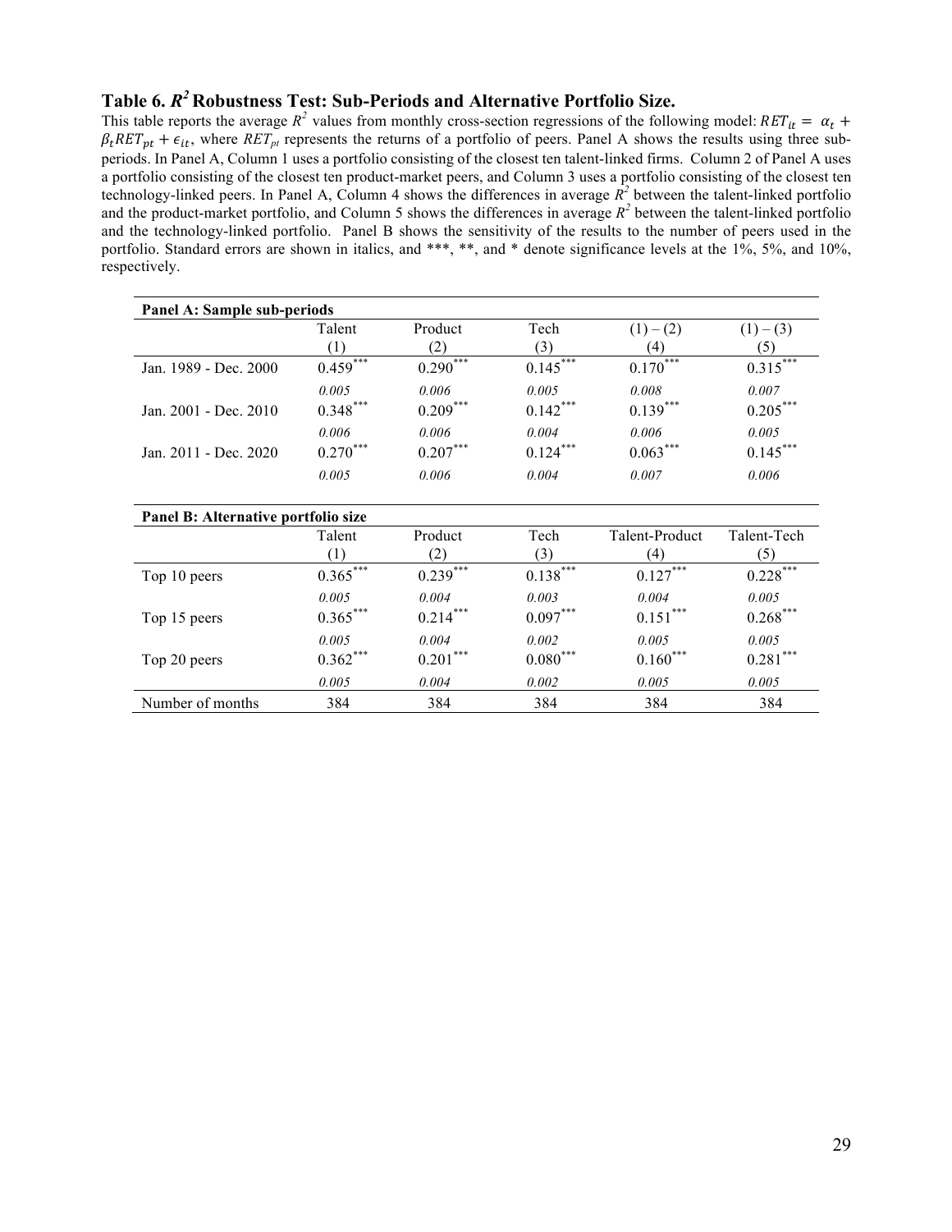### Table 6. $R^2$ Robustness Test: Sub-Periods and Alternative Portfolio Size.

This table reports the average $R^2$ values from monthly cross-section regressions of the following model: $RET_{it} = \alpha_t + \beta_t RET_{pt} + \epsilon_{it}$, where $RET_{pt}$ represents the returns of a portfolio of peers. Panel A shows the results using three sub-periods. In Panel A, Column 1 uses a portfolio consisting of the closest ten talent-linked firms. Column 2 of Panel A uses a portfolio consisting of the closest ten product-market peers, and Column 3 uses a portfolio consisting of the closest ten technology-linked peers. In Panel A, Column 4 shows the differences in average $R^2$ between the talent-linked portfolio and the product-market portfolio, and Column 5 shows the differences in average $R^2$ between the talent-linked portfolio and the technology-linked portfolio. Panel B shows the sensitivity of the results to the number of peers used in the portfolio. Standard errors are shown in italics, and ***, **, and * denote significance levels at the 1%, 5%, and 10%, respectively.

| **Panel A: Sample sub-periods** | | | | | |
|---|---|---|---|---|---|
| | Talent | Product | Tech | (1) – (2) | (1) – (3) |
| | (1) | (2) | (3) | (4) | (5) |
| Jan. 1989 - Dec. 2000 | 0.459*** | 0.290*** | 0.145*** | 0.170*** | 0.315*** |
| | *0.005* | *0.006* | *0.005* | *0.008* | *0.007* |
| Jan. 2001 - Dec. 2010 | 0.348*** | 0.209*** | 0.142*** | 0.139*** | 0.205*** |
| | *0.006* | *0.006* | *0.004* | *0.006* | *0.005* |
| Jan. 2011 - Dec. 2020 | 0.270*** | 0.207*** | 0.124*** | 0.063*** | 0.145*** |
| | *0.005* | *0.006* | *0.004* | *0.007* | *0.006* |

| **Panel B: Alternative portfolio size** | | | | | |
|---|---|---|---|---|---|
| | Talent | Product | Tech | Talent-Product | Talent-Tech |
| | (1) | (2) | (3) | (4) | (5) |
| Top 10 peers | 0.365*** | 0.239*** | 0.138*** | 0.127*** | 0.228*** |
| | *0.005* | *0.004* | *0.003* | *0.004* | *0.005* |
| Top 15 peers | 0.365*** | 0.214*** | 0.097*** | 0.151*** | 0.268*** |
| | *0.005* | *0.004* | *0.002* | *0.005* | *0.005* |
| Top 20 peers | 0.362*** | 0.201*** | 0.080*** | 0.160*** | 0.281*** |
| | *0.005* | *0.004* | *0.002* | *0.005* | *0.005* |
| Number of months | 384 | 384 | 384 | 384 | 384 |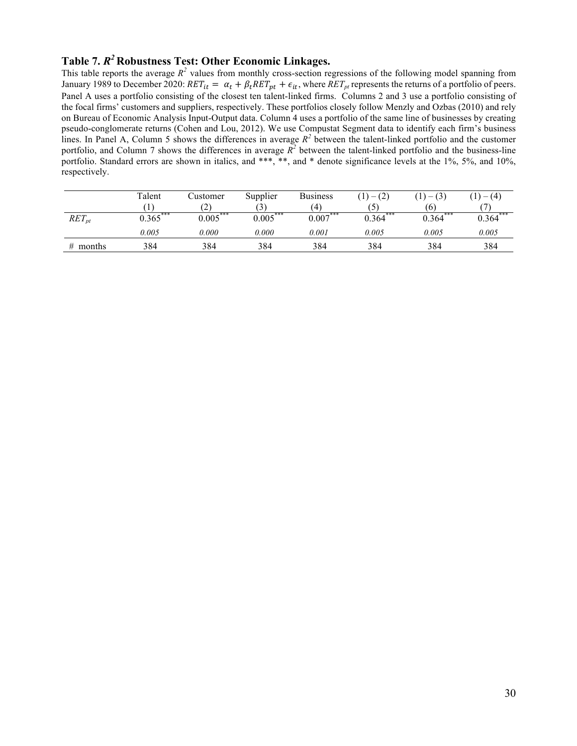## Table 7. $R^2$ Robustness Test: Other Economic Linkages.

This table reports the average $R^2$ values from monthly cross-section regressions of the following model spanning from January 1989 to December 2020: $RET_{it} = \alpha_t + \beta_t RET_{pt} + \epsilon_{it}$, where $RET_{pt}$ represents the returns of a portfolio of peers. Panel A uses a portfolio consisting of the closest ten talent-linked firms. Columns 2 and 3 use a portfolio consisting of the focal firms' customers and suppliers, respectively. These portfolios closely follow Menzly and Ozbas (2010) and rely on Bureau of Economic Analysis Input-Output data. Column 4 uses a portfolio of the same line of businesses by creating pseudo-conglomerate returns (Cohen and Lou, 2012). We use Compustat Segment data to identify each firm's business lines. In Panel A, Column 5 shows the differences in average $R^2$ between the talent-linked portfolio and the customer portfolio, and Column 7 shows the differences in average $R^2$ between the talent-linked portfolio and the business-line portfolio. Standard errors are shown in italics, and ***, **, and * denote significance levels at the 1%, 5%, and 10%, respectively.

| | Talent<br>(1) | Customer<br>(2) | Supplier<br>(3) | Business<br>(4) | (1) – (2)<br>(5) | (1) – (3)<br>(6) | (1) – (4)<br>(7) |
|---|---|---|---|---|---|---|---|
| $RET_{pt}$ | 0.365*** | 0.005*** | 0.005*** | 0.007*** | 0.364*** | 0.364*** | 0.364*** |
| | *0.005* | *0.000* | *0.000* | *0.001* | *0.005* | *0.005* | *0.005* |
| # months | 384 | 384 | 384 | 384 | 384 | 384 | 384 |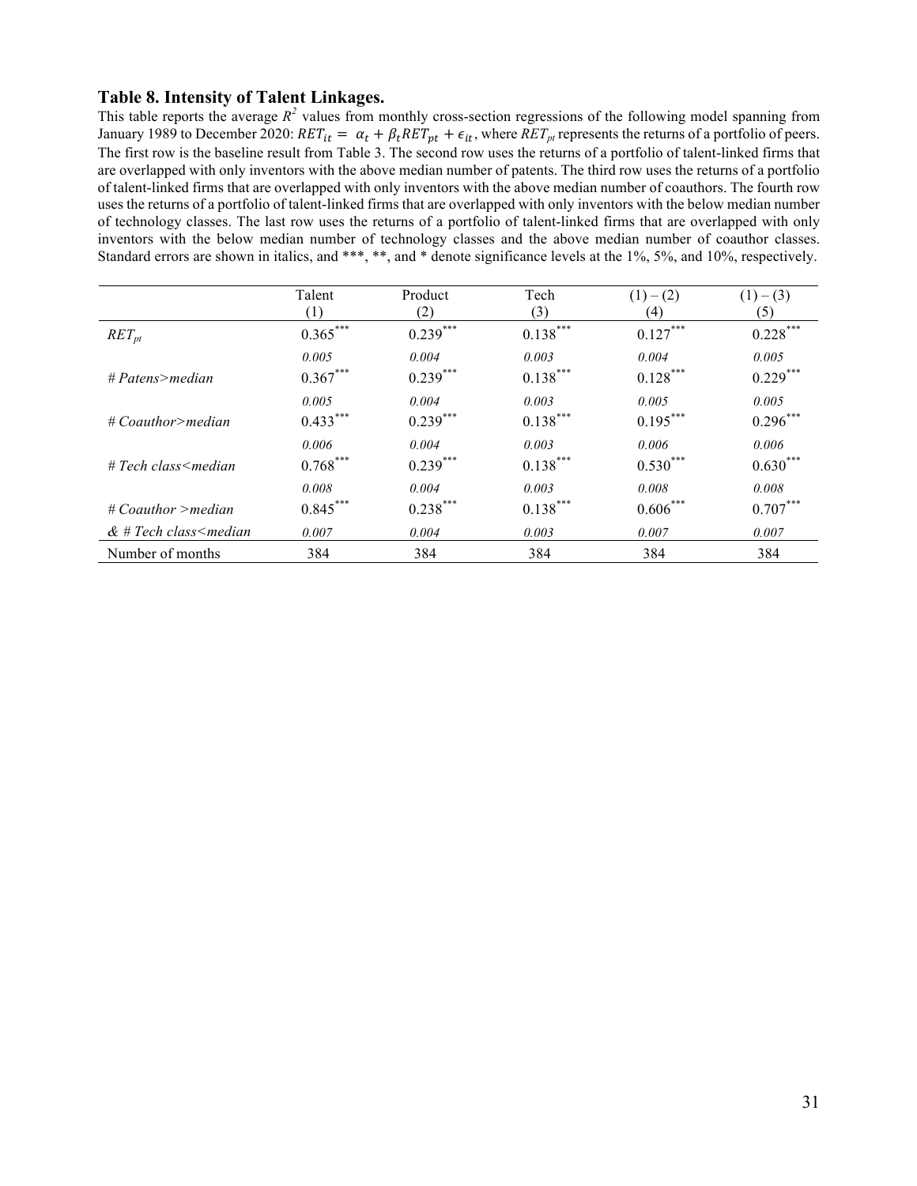### Table 8. Intensity of Talent Linkages.

This table reports the average $R^2$ values from monthly cross-section regressions of the following model spanning from January 1989 to December 2020: $RET_{it} = \alpha_t + \beta_t RET_{pt} + \epsilon_{it}$, where $RET_{pt}$ represents the returns of a portfolio of peers. The first row is the baseline result from Table 3. The second row uses the returns of a portfolio of talent-linked firms that are overlapped with only inventors with the above median number of patents. The third row uses the returns of a portfolio of talent-linked firms that are overlapped with only inventors with the above median number of coauthors. The fourth row uses the returns of a portfolio of talent-linked firms that are overlapped with only inventors with the below median number of technology classes. The last row uses the returns of a portfolio of talent-linked firms that are overlapped with only inventors with the below median number of technology classes and the above median number of coauthor classes. Standard errors are shown in italics, and \*\*\*, \*\*, and \* denote significance levels at the 1%, 5%, and 10%, respectively.

| | Talent (1) | Product (2) | Tech (3) | (1) – (2) (4) | (1) – (3) (5) |
|---|---|---|---|---|---|
| $RET_{pt}$ | 0.365*** | 0.239*** | 0.138*** | 0.127*** | 0.228*** |
| | *0.005* | *0.004* | *0.003* | *0.004* | *0.005* |
| *# Patens>median* | 0.367*** | 0.239*** | 0.138*** | 0.128*** | 0.229*** |
| | *0.005* | *0.004* | *0.003* | *0.005* | *0.005* |
| *# Coauthor>median* | 0.433*** | 0.239*** | 0.138*** | 0.195*** | 0.296*** |
| | *0.006* | *0.004* | *0.003* | *0.006* | *0.006* |
| *# Tech class<median* | 0.768*** | 0.239*** | 0.138*** | 0.530*** | 0.630*** |
| | *0.008* | *0.004* | *0.003* | *0.008* | *0.008* |
| *# Coauthor >median* | 0.845*** | 0.238*** | 0.138*** | 0.606*** | 0.707*** |
| *& # Tech class<median* | *0.007* | *0.004* | *0.003* | *0.007* | *0.007* |
| Number of months | 384 | 384 | 384 | 384 | 384 |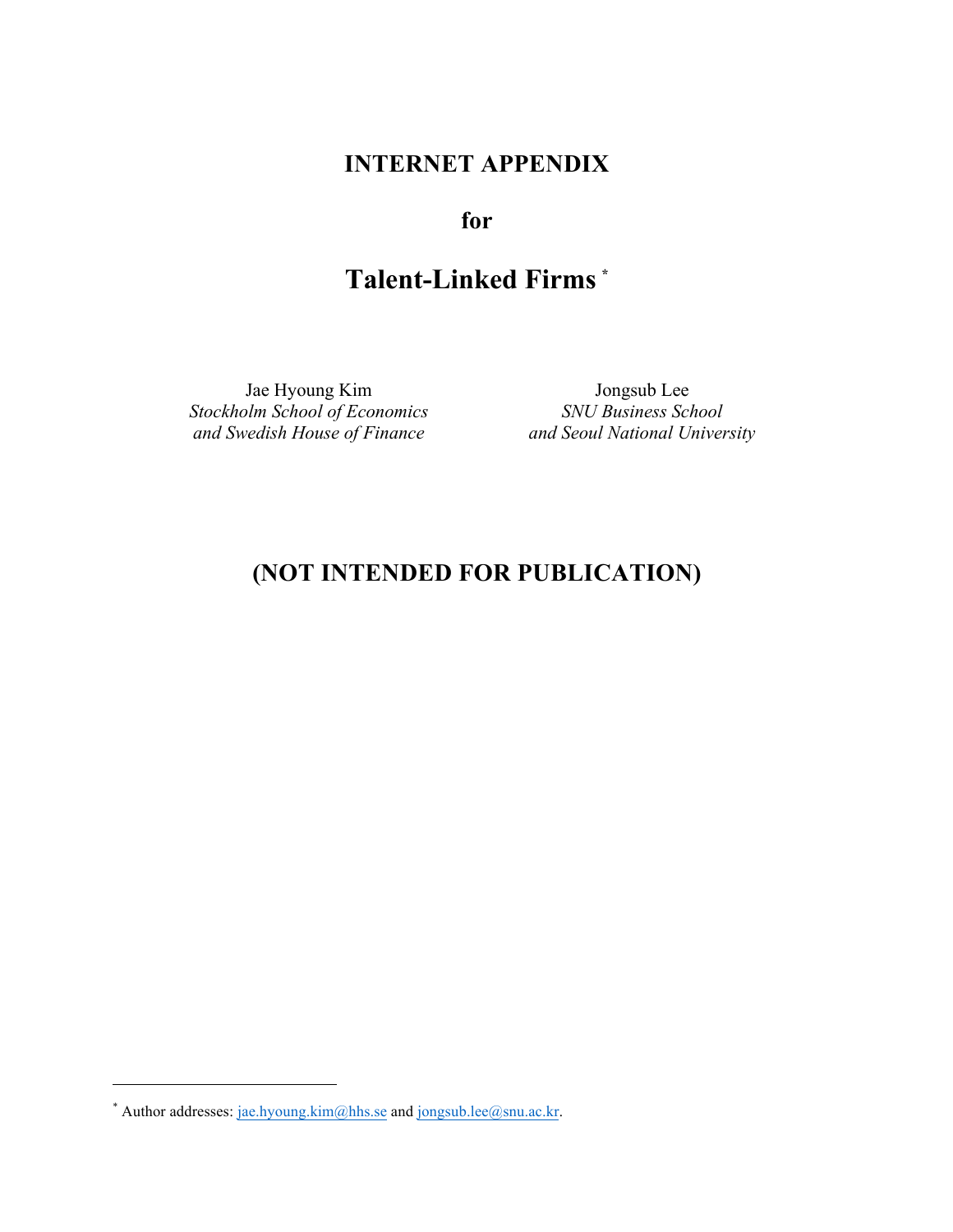# INTERNET APPENDIX

## for

# Talent-Linked Firms [*]

Jae Hyoung Kim
*Stockholm School of Economics*
*and Swedish House of Finance*

Jongsub Lee
*SNU Business School*
*and Seoul National University*

## (NOT INTENDED FOR PUBLICATION)

[*] Author addresses: jae.hyoung.kim@hhs.se and jongsub.lee@snu.ac.kr.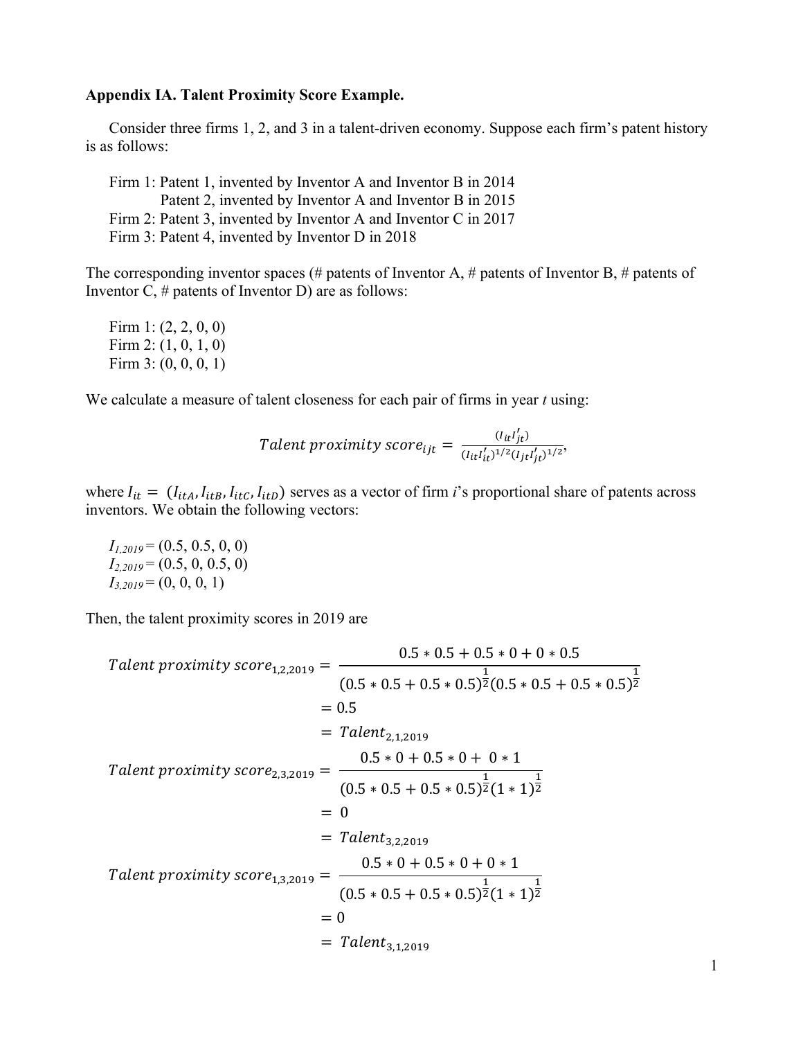**Appendix IA. Talent Proximity Score Example.**

Consider three firms 1, 2, and 3 in a talent-driven economy. Suppose each firm's patent history is as follows:

Firm 1: Patent 1, invented by Inventor A and Inventor B in 2014
Patent 2, invented by Inventor A and Inventor B in 2015
Firm 2: Patent 3, invented by Inventor A and Inventor C in 2017
Firm 3: Patent 4, invented by Inventor D in 2018

The corresponding inventor spaces (# patents of Inventor A, # patents of Inventor B, # patents of Inventor C, # patents of Inventor D) are as follows:

Firm 1: (2, 2, 0, 0)
Firm 2: (1, 0, 1, 0)
Firm 3: (0, 0, 0, 1)

We calculate a measure of talent closeness for each pair of firms in year *t* using:

$$Talent\ proximity\ score_{ijt} = \frac{(I_{it}I'_{jt})}{(I_{it}I'_{it})^{1/2}(I_{jt}I'_{jt})^{1/2}},$$

where $I_{it} = (I_{itA}, I_{itB}, I_{itC}, I_{itD})$ serves as a vector of firm *i*'s proportional share of patents across inventors. We obtain the following vectors:

$I_{1,2019} = (0.5, 0.5, 0, 0)$
$I_{2,2019} = (0.5, 0, 0.5, 0)$
$I_{3,2019} = (0, 0, 0, 1)$

Then, the talent proximity scores in 2019 are

$$\begin{aligned}
Talent\ proximity\ score_{1,2,2019} &= \frac{0.5 * 0.5 + 0.5 * 0 + 0 * 0.5}{(0.5 * 0.5 + 0.5 * 0.5)^{\frac{1}{2}}(0.5 * 0.5 + 0.5 * 0.5)^{\frac{1}{2}}} \\
&= 0.5 \\
&= Talent_{2,1,2019} \\
Talent\ proximity\ score_{2,3,2019} &= \frac{0.5 * 0 + 0.5 * 0 + 0 * 1}{(0.5 * 0.5 + 0.5 * 0.5)^{\frac{1}{2}}(1 * 1)^{\frac{1}{2}}} \\
&= 0 \\
&= Talent_{3,2,2019} \\
Talent\ proximity\ score_{1,3,2019} &= \frac{0.5 * 0 + 0.5 * 0 + 0 * 1}{(0.5 * 0.5 + 0.5 * 0.5)^{\frac{1}{2}}(1 * 1)^{\frac{1}{2}}} \\
&= 0 \\
&= Talent_{3,1,2019}
\end{aligned}$$